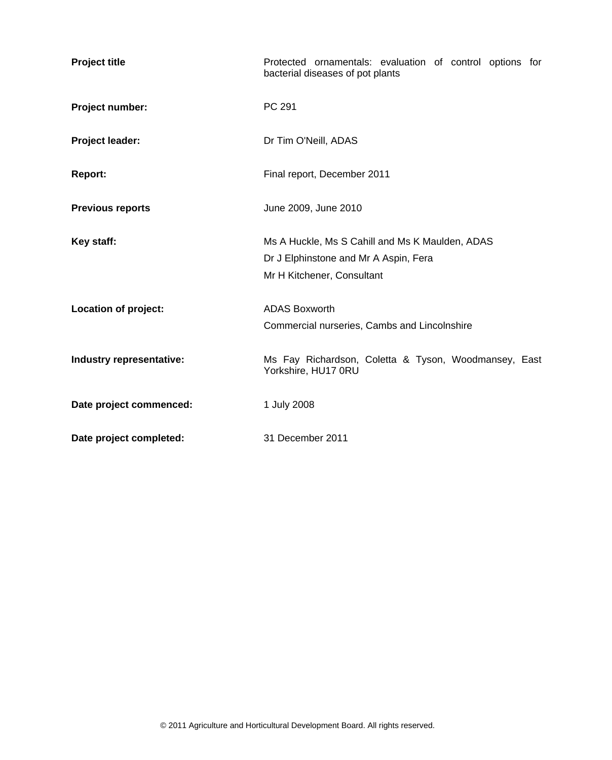| | |
|---|---|
| **Project title** | Protected ornamentals: evaluation of control options for bacterial diseases of pot plants |
| **Project number:** | PC 291 |
| **Project leader:** | Dr Tim O'Neill, ADAS |
| **Report:** | Final report, December 2011 |
| **Previous reports** | June 2009, June 2010 |
| **Key staff:** | Ms A Huckle, Ms S Cahill and Ms K Maulden, ADAS<br>Dr J Elphinstone and Mr A Aspin, Fera<br>Mr H Kitchener, Consultant |
| **Location of project:** | ADAS Boxworth<br>Commercial nurseries, Cambs and Lincolnshire |
| **Industry representative:** | Ms Fay Richardson, Coletta & Tyson, Woodmansey, East Yorkshire, HU17 0RU |
| **Date project commenced:** | 1 July 2008 |
| **Date project completed:** | 31 December 2011 |

© 2011 Agriculture and Horticultural Development Board. All rights reserved.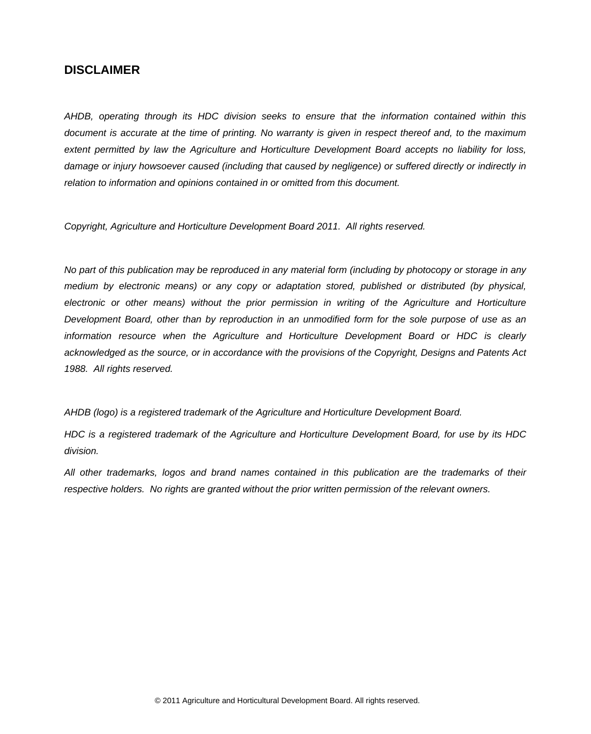## DISCLAIMER

*AHDB, operating through its HDC division seeks to ensure that the information contained within this document is accurate at the time of printing. No warranty is given in respect thereof and, to the maximum extent permitted by law the Agriculture and Horticulture Development Board accepts no liability for loss, damage or injury howsoever caused (including that caused by negligence) or suffered directly or indirectly in relation to information and opinions contained in or omitted from this document.*

*Copyright, Agriculture and Horticulture Development Board 2011. All rights reserved.*

*No part of this publication may be reproduced in any material form (including by photocopy or storage in any medium by electronic means) or any copy or adaptation stored, published or distributed (by physical, electronic or other means) without the prior permission in writing of the Agriculture and Horticulture Development Board, other than by reproduction in an unmodified form for the sole purpose of use as an information resource when the Agriculture and Horticulture Development Board or HDC is clearly acknowledged as the source, or in accordance with the provisions of the Copyright, Designs and Patents Act 1988. All rights reserved.*

*AHDB (logo) is a registered trademark of the Agriculture and Horticulture Development Board.*

*HDC is a registered trademark of the Agriculture and Horticulture Development Board, for use by its HDC division.*

*All other trademarks, logos and brand names contained in this publication are the trademarks of their respective holders. No rights are granted without the prior written permission of the relevant owners.*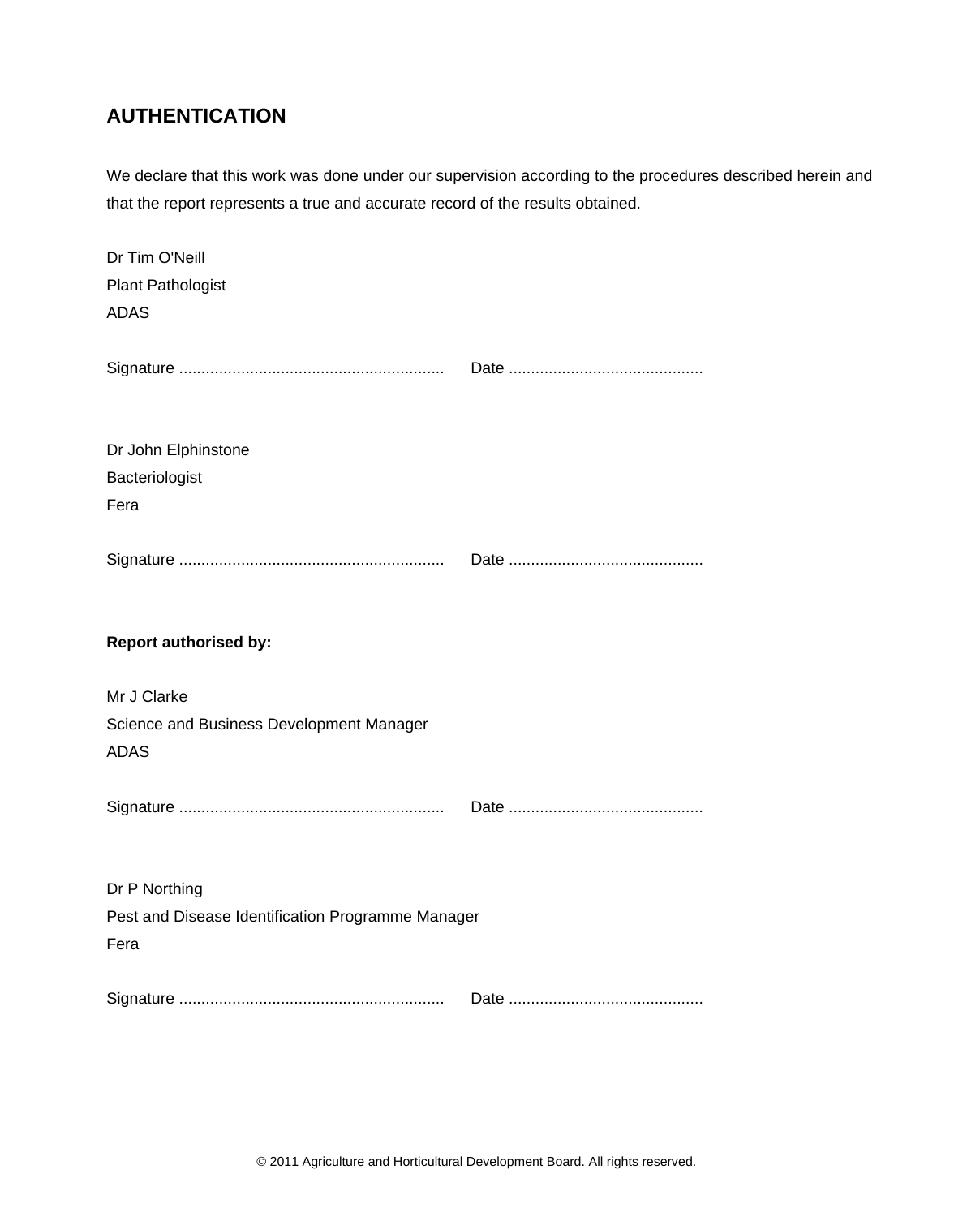# AUTHENTICATION

We declare that this work was done under our supervision according to the procedures described herein and that the report represents a true and accurate record of the results obtained.

Dr Tim O'Neill
Plant Pathologist
ADAS

Signature ............................................................ Date ............................................

Dr John Elphinstone
Bacteriologist
Fera

Signature ............................................................ Date ............................................

**Report authorised by:**

Mr J Clarke
Science and Business Development Manager
ADAS

Signature ............................................................ Date ............................................

Dr P Northing
Pest and Disease Identification Programme Manager
Fera

Signature ............................................................ Date ............................................

© 2011 Agriculture and Horticultural Development Board. All rights reserved.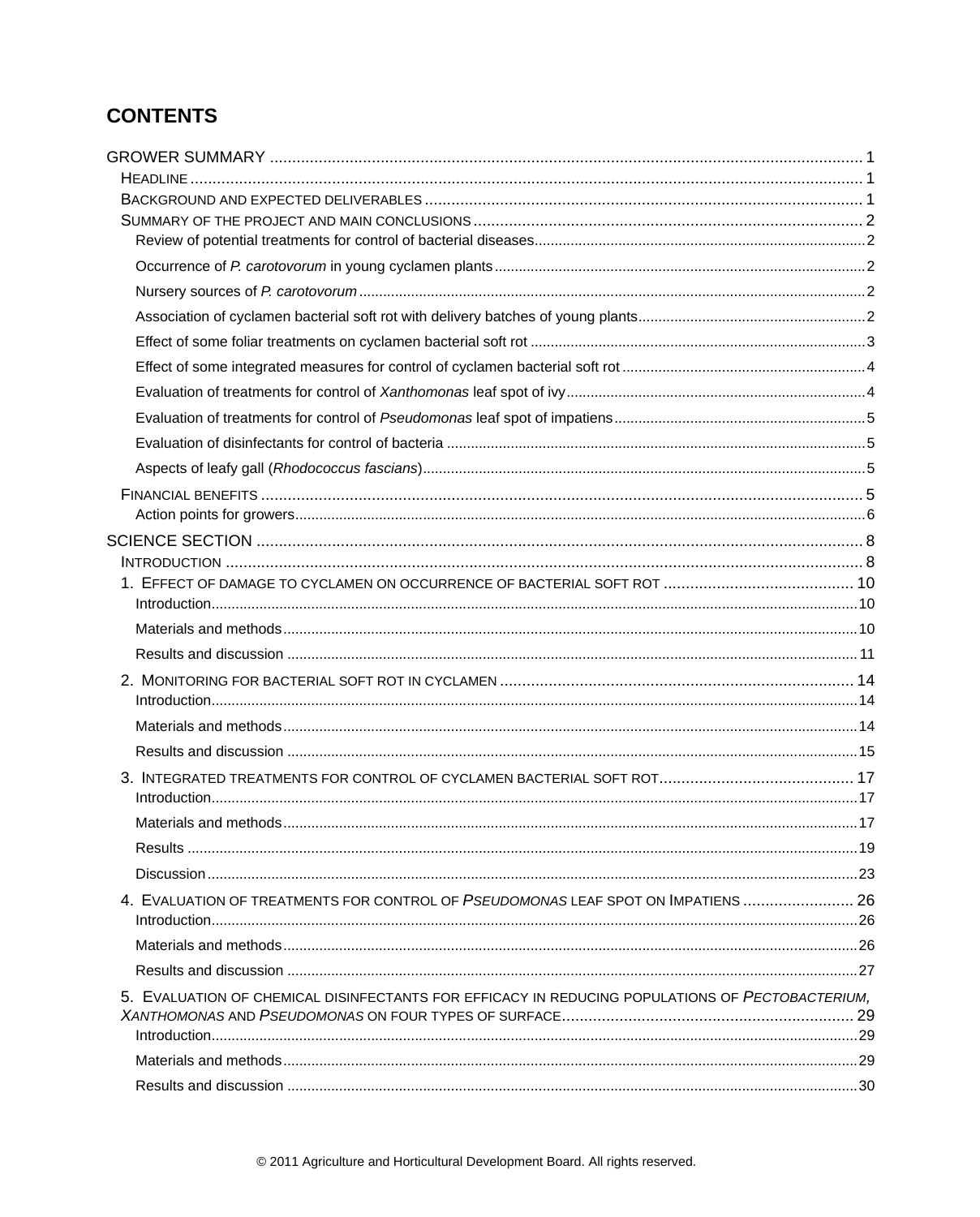# CONTENTS

GROWER SUMMARY ..... 1

- HEADLINE ..... 1
- BACKGROUND AND EXPECTED DELIVERABLES ..... 1
- SUMMARY OF THE PROJECT AND MAIN CONCLUSIONS ..... 2
  - Review of potential treatments for control of bacterial diseases ..... 2
  - Occurrence of *P. carotovorum* in young cyclamen plants ..... 2
  - Nursery sources of *P. carotovorum* ..... 2
  - Association of cyclamen bacterial soft rot with delivery batches of young plants ..... 2
  - Effect of some foliar treatments on cyclamen bacterial soft rot ..... 3
  - Effect of some integrated measures for control of cyclamen bacterial soft rot ..... 4
  - Evaluation of treatments for control of *Xanthomonas* leaf spot of ivy ..... 4
  - Evaluation of treatments for control of *Pseudomonas* leaf spot of impatiens ..... 5
  - Evaluation of disinfectants for control of bacteria ..... 5
  - Aspects of leafy gall (*Rhodococcus fascians*) ..... 5
- FINANCIAL BENEFITS ..... 5
  - Action points for growers ..... 6

SCIENCE SECTION ..... 8

- INTRODUCTION ..... 8
- 1. EFFECT OF DAMAGE TO CYCLAMEN ON OCCURRENCE OF BACTERIAL SOFT ROT ..... 10
  - Introduction ..... 10
  - Materials and methods ..... 10
  - Results and discussion ..... 11
- 2. MONITORING FOR BACTERIAL SOFT ROT IN CYCLAMEN ..... 14
  - Introduction ..... 14
  - Materials and methods ..... 14
  - Results and discussion ..... 15
- 3. INTEGRATED TREATMENTS FOR CONTROL OF CYCLAMEN BACTERIAL SOFT ROT ..... 17
  - Introduction ..... 17
  - Materials and methods ..... 17
  - Results ..... 19
  - Discussion ..... 23
- 4. EVALUATION OF TREATMENTS FOR CONTROL OF *PSEUDOMONAS* LEAF SPOT ON IMPATIENS ..... 26
  - Introduction ..... 26
  - Materials and methods ..... 26
  - Results and discussion ..... 27
- 5. EVALUATION OF CHEMICAL DISINFECTANTS FOR EFFICACY IN REDUCING POPULATIONS OF *PECTOBACTERIUM*, *XANTHOMONAS* AND *PSEUDOMONAS* ON FOUR TYPES OF SURFACE ..... 29
  - Introduction ..... 29
  - Materials and methods ..... 29
  - Results and discussion ..... 30

© 2011 Agriculture and Horticultural Development Board. All rights reserved.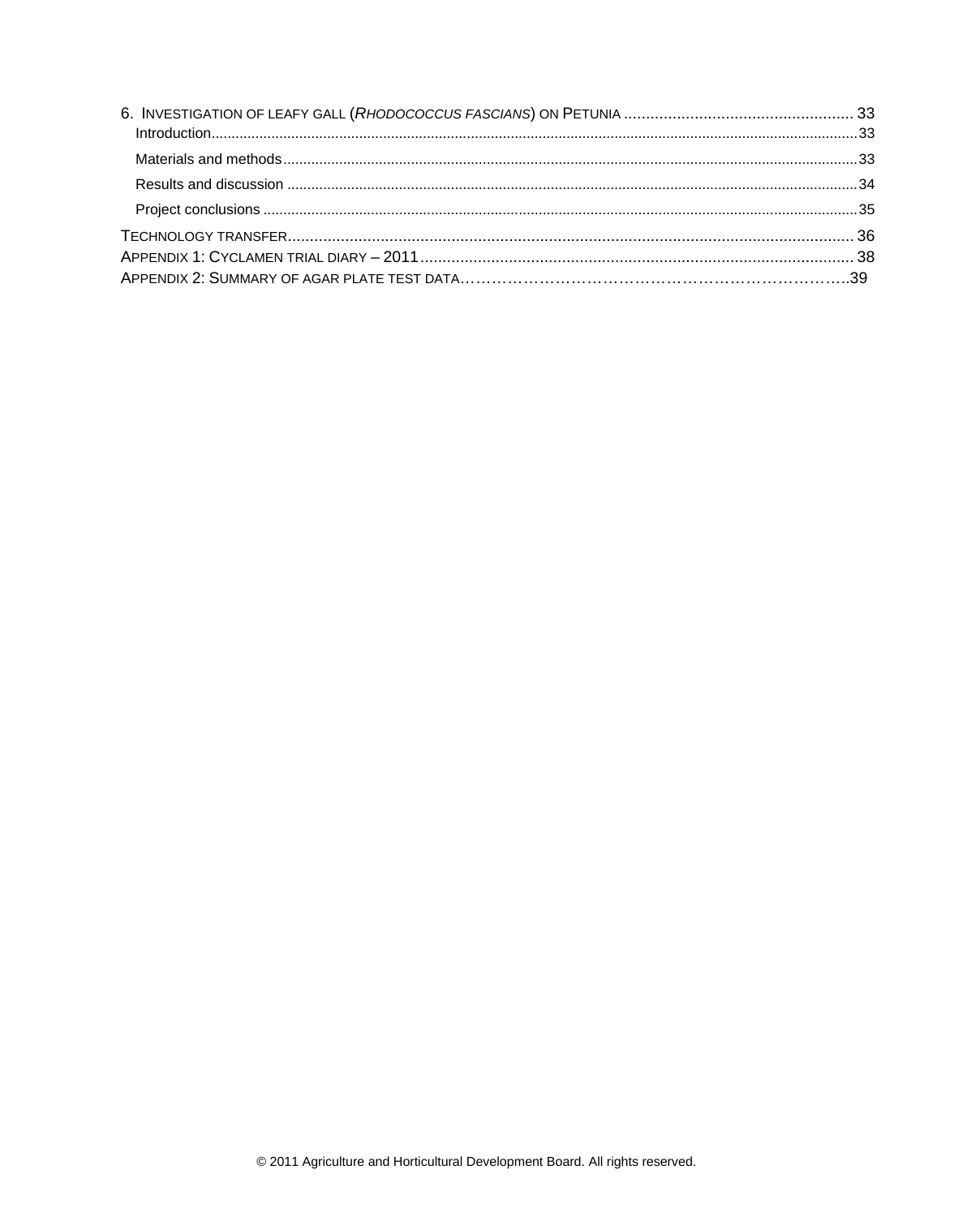6. INVESTIGATION OF LEAFY GALL (*RHODOCOCCUS FASCIANS*) ON PETUNIA .................................................... 33

- Introduction ................................................................................................................................................ 33
- Materials and methods ............................................................................................................................... 33
- Results and discussion .............................................................................................................................. 34
- Project conclusions .................................................................................................................................... 35

TECHNOLOGY TRANSFER ............................................................................................................................ 36

APPENDIX 1: CYCLAMEN TRIAL DIARY – 2011 .......................................................................................... 38

APPENDIX 2: SUMMARY OF AGAR PLATE TEST DATA……………………………………………………………………..39

© 2011 Agriculture and Horticultural Development Board. All rights reserved.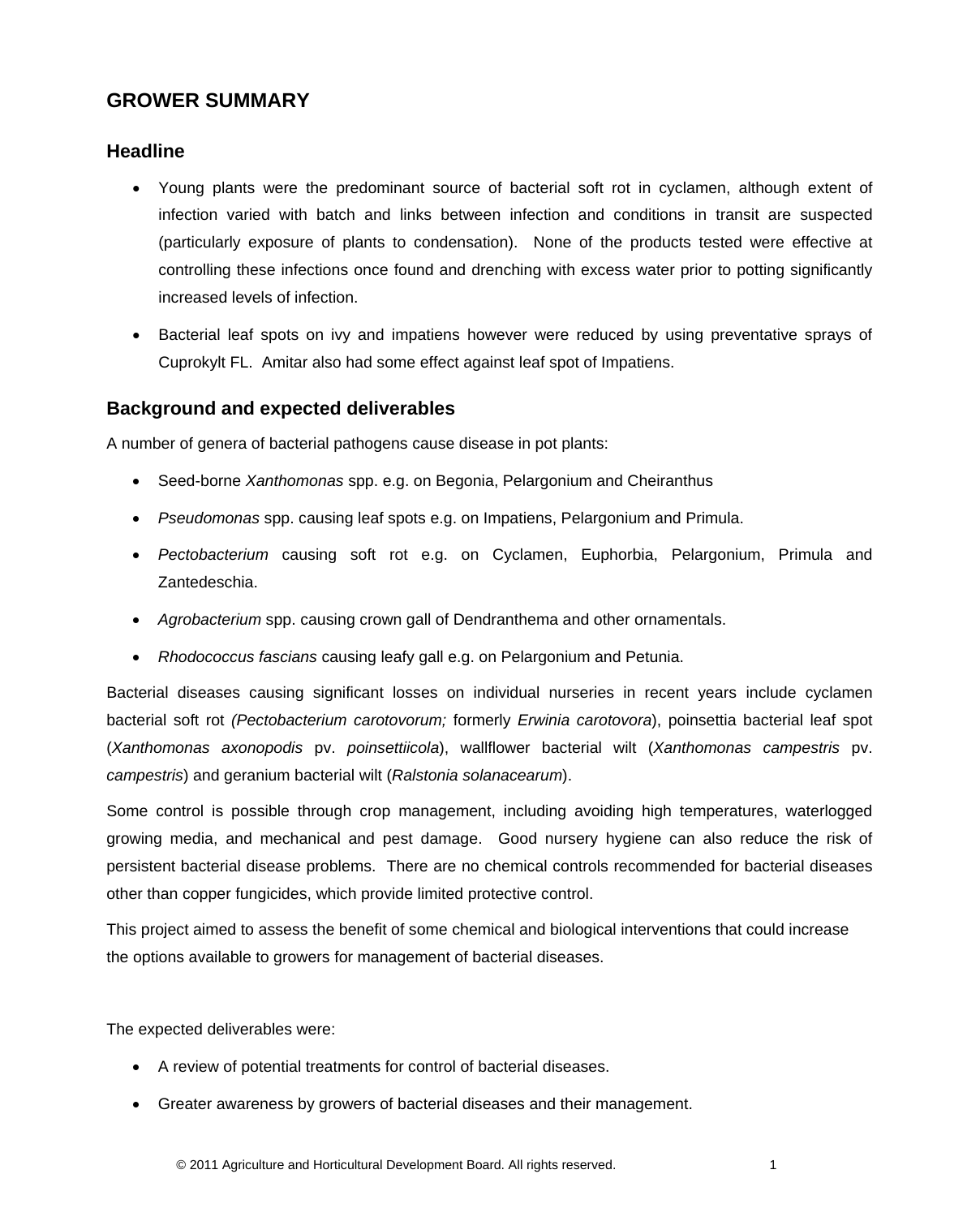## GROWER SUMMARY

### Headline

- Young plants were the predominant source of bacterial soft rot in cyclamen, although extent of infection varied with batch and links between infection and conditions in transit are suspected (particularly exposure of plants to condensation). None of the products tested were effective at controlling these infections once found and drenching with excess water prior to potting significantly increased levels of infection.
- Bacterial leaf spots on ivy and impatiens however were reduced by using preventative sprays of Cuprokylt FL. Amitar also had some effect against leaf spot of Impatiens.

### Background and expected deliverables

A number of genera of bacterial pathogens cause disease in pot plants:

- Seed-borne *Xanthomonas* spp. e.g. on Begonia, Pelargonium and Cheiranthus
- *Pseudomonas* spp. causing leaf spots e.g. on Impatiens, Pelargonium and Primula.
- *Pectobacterium* causing soft rot e.g. on Cyclamen, Euphorbia, Pelargonium, Primula and Zantedeschia.
- *Agrobacterium* spp. causing crown gall of Dendranthema and other ornamentals.
- *Rhodococcus fascians* causing leafy gall e.g. on Pelargonium and Petunia.

Bacterial diseases causing significant losses on individual nurseries in recent years include cyclamen bacterial soft rot *(Pectobacterium carotovorum;* formerly *Erwinia carotovora*), poinsettia bacterial leaf spot (*Xanthomonas axonopodis* pv. *poinsettiicola*), wallflower bacterial wilt (*Xanthomonas campestris* pv. *campestris*) and geranium bacterial wilt (*Ralstonia solanacearum*).

Some control is possible through crop management, including avoiding high temperatures, waterlogged growing media, and mechanical and pest damage. Good nursery hygiene can also reduce the risk of persistent bacterial disease problems. There are no chemical controls recommended for bacterial diseases other than copper fungicides, which provide limited protective control.

This project aimed to assess the benefit of some chemical and biological interventions that could increase the options available to growers for management of bacterial diseases.

The expected deliverables were:

- A review of potential treatments for control of bacterial diseases.
- Greater awareness by growers of bacterial diseases and their management.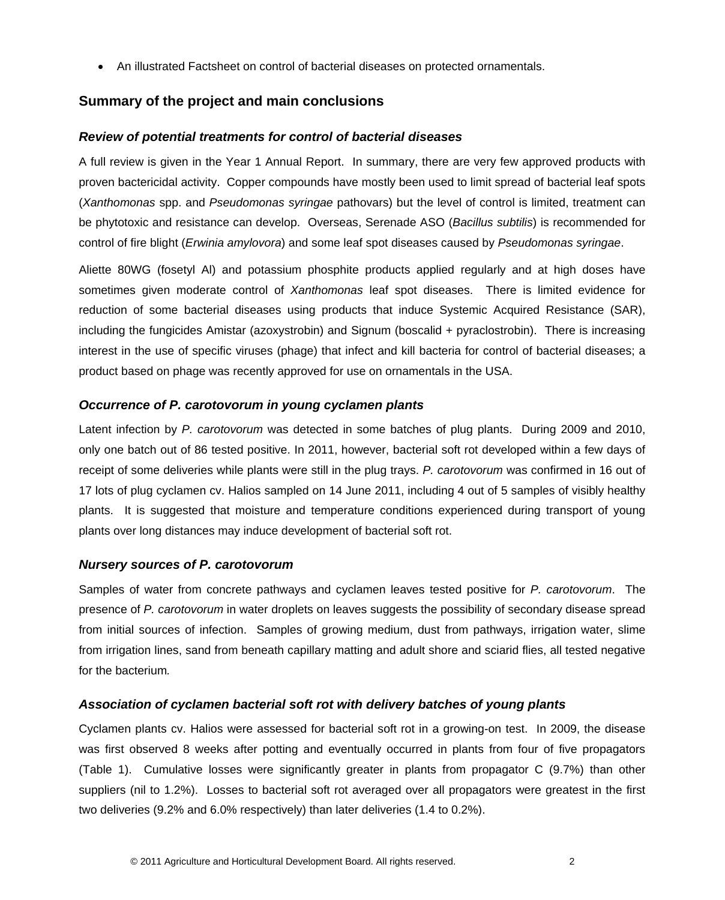- An illustrated Factsheet on control of bacterial diseases on protected ornamentals.

## Summary of the project and main conclusions

### *Review of potential treatments for control of bacterial diseases*

A full review is given in the Year 1 Annual Report. In summary, there are very few approved products with proven bactericidal activity. Copper compounds have mostly been used to limit spread of bacterial leaf spots (*Xanthomonas* spp. and *Pseudomonas syringae* pathovars) but the level of control is limited, treatment can be phytotoxic and resistance can develop. Overseas, Serenade ASO (*Bacillus subtilis*) is recommended for control of fire blight (*Erwinia amylovora*) and some leaf spot diseases caused by *Pseudomonas syringae*.

Aliette 80WG (fosetyl Al) and potassium phosphite products applied regularly and at high doses have sometimes given moderate control of *Xanthomonas* leaf spot diseases. There is limited evidence for reduction of some bacterial diseases using products that induce Systemic Acquired Resistance (SAR), including the fungicides Amistar (azoxystrobin) and Signum (boscalid + pyraclostrobin). There is increasing interest in the use of specific viruses (phage) that infect and kill bacteria for control of bacterial diseases; a product based on phage was recently approved for use on ornamentals in the USA.

### *Occurrence of P. carotovorum in young cyclamen plants*

Latent infection by *P. carotovorum* was detected in some batches of plug plants. During 2009 and 2010, only one batch out of 86 tested positive. In 2011, however, bacterial soft rot developed within a few days of receipt of some deliveries while plants were still in the plug trays. *P. carotovorum* was confirmed in 16 out of 17 lots of plug cyclamen cv. Halios sampled on 14 June 2011, including 4 out of 5 samples of visibly healthy plants. It is suggested that moisture and temperature conditions experienced during transport of young plants over long distances may induce development of bacterial soft rot.

### *Nursery sources of P. carotovorum*

Samples of water from concrete pathways and cyclamen leaves tested positive for *P. carotovorum*. The presence of *P. carotovorum* in water droplets on leaves suggests the possibility of secondary disease spread from initial sources of infection. Samples of growing medium, dust from pathways, irrigation water, slime from irrigation lines, sand from beneath capillary matting and adult shore and sciarid flies, all tested negative for the bacterium.

### *Association of cyclamen bacterial soft rot with delivery batches of young plants*

Cyclamen plants cv. Halios were assessed for bacterial soft rot in a growing-on test. In 2009, the disease was first observed 8 weeks after potting and eventually occurred in plants from four of five propagators (Table 1). Cumulative losses were significantly greater in plants from propagator C (9.7%) than other suppliers (nil to 1.2%). Losses to bacterial soft rot averaged over all propagators were greatest in the first two deliveries (9.2% and 6.0% respectively) than later deliveries (1.4 to 0.2%).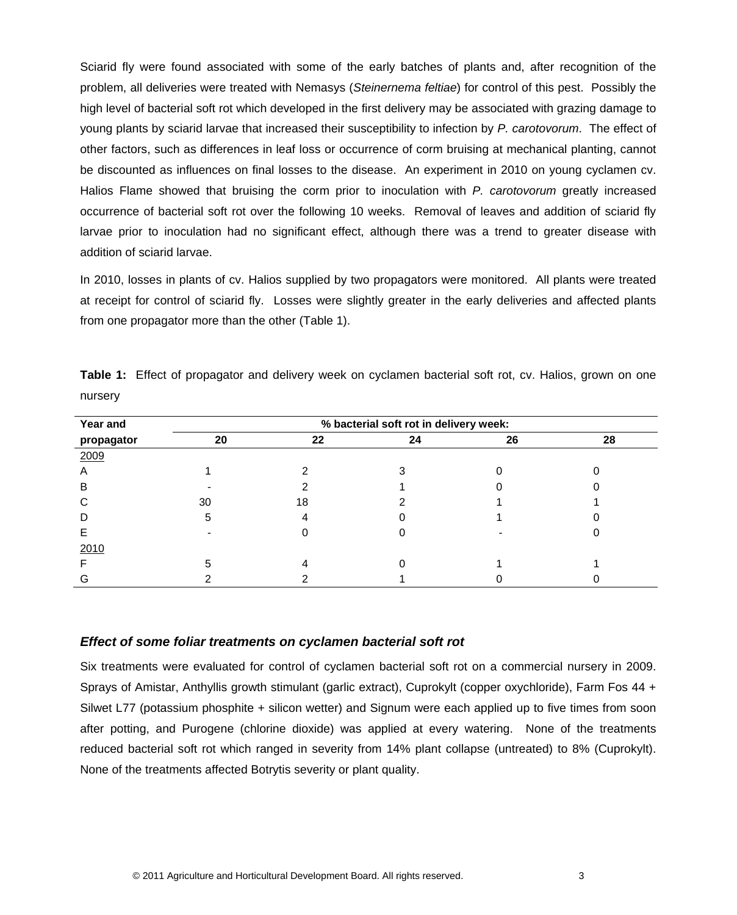Sciarid fly were found associated with some of the early batches of plants and, after recognition of the problem, all deliveries were treated with Nemasys (*Steinernema feltiae*) for control of this pest. Possibly the high level of bacterial soft rot which developed in the first delivery may be associated with grazing damage to young plants by sciarid larvae that increased their susceptibility to infection by *P. carotovorum*. The effect of other factors, such as differences in leaf loss or occurrence of corm bruising at mechanical planting, cannot be discounted as influences on final losses to the disease. An experiment in 2010 on young cyclamen cv. Halios Flame showed that bruising the corm prior to inoculation with *P. carotovorum* greatly increased occurrence of bacterial soft rot over the following 10 weeks. Removal of leaves and addition of sciarid fly larvae prior to inoculation had no significant effect, although there was a trend to greater disease with addition of sciarid larvae.

In 2010, losses in plants of cv. Halios supplied by two propagators were monitored. All plants were treated at receipt for control of sciarid fly. Losses were slightly greater in the early deliveries and affected plants from one propagator more than the other (Table 1).

**Table 1:** Effect of propagator and delivery week on cyclamen bacterial soft rot, cv. Halios, grown on one nursery

| Year and | % bacterial soft rot in delivery week: | | | | |
|---|---|---|---|---|---|
| propagator | 20 | 22 | 24 | 26 | 28 |
| 2009 | | | | | |
| A | 1 | 2 | 3 | 0 | 0 |
| B | - | 2 | 1 | 0 | 0 |
| C | 30 | 18 | 2 | 1 | 1 |
| D | 5 | 4 | 0 | 1 | 0 |
| E | - | 0 | 0 | - | 0 |
| 2010 | | | | | |
| F | 5 | 4 | 0 | 1 | 1 |
| G | 2 | 2 | 1 | 0 | 0 |

### *Effect of some foliar treatments on cyclamen bacterial soft rot*

Six treatments were evaluated for control of cyclamen bacterial soft rot on a commercial nursery in 2009. Sprays of Amistar, Anthyllis growth stimulant (garlic extract), Cuprokylt (copper oxychloride), Farm Fos 44 + Silwet L77 (potassium phosphite + silicon wetter) and Signum were each applied up to five times from soon after potting, and Purogene (chlorine dioxide) was applied at every watering. None of the treatments reduced bacterial soft rot which ranged in severity from 14% plant collapse (untreated) to 8% (Cuprokylt). None of the treatments affected Botrytis severity or plant quality.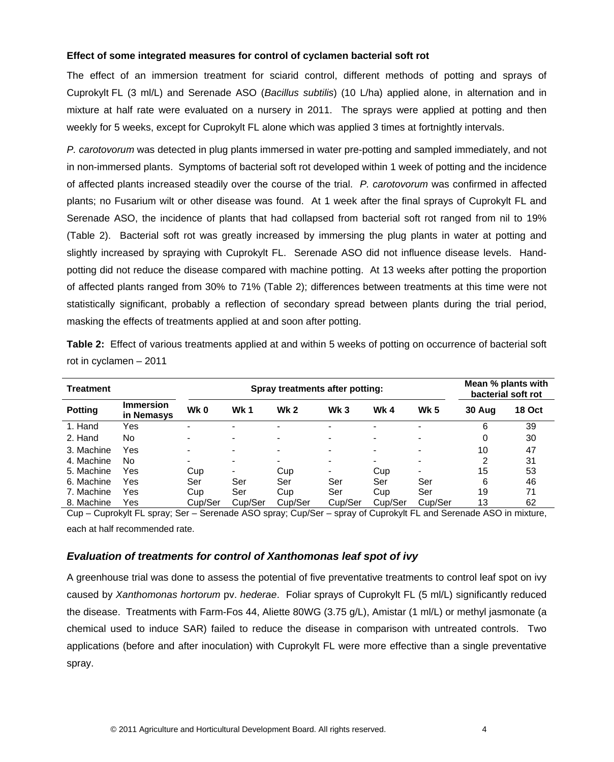**Effect of some integrated measures for control of cyclamen bacterial soft rot**

The effect of an immersion treatment for sciarid control, different methods of potting and sprays of Cuprokylt FL (3 ml/L) and Serenade ASO (*Bacillus subtilis*) (10 L/ha) applied alone, in alternation and in mixture at half rate were evaluated on a nursery in 2011. The sprays were applied at potting and then weekly for 5 weeks, except for Cuprokylt FL alone which was applied 3 times at fortnightly intervals.

*P. carotovorum* was detected in plug plants immersed in water pre-potting and sampled immediately, and not in non-immersed plants. Symptoms of bacterial soft rot developed within 1 week of potting and the incidence of affected plants increased steadily over the course of the trial. *P. carotovorum* was confirmed in affected plants; no Fusarium wilt or other disease was found. At 1 week after the final sprays of Cuprokylt FL and Serenade ASO, the incidence of plants that had collapsed from bacterial soft rot ranged from nil to 19% (Table 2). Bacterial soft rot was greatly increased by immersing the plug plants in water at potting and slightly increased by spraying with Cuprokylt FL. Serenade ASO did not influence disease levels. Hand-potting did not reduce the disease compared with machine potting. At 13 weeks after potting the proportion of affected plants ranged from 30% to 71% (Table 2); differences between treatments at this time were not statistically significant, probably a reflection of secondary spread between plants during the trial period, masking the effects of treatments applied at and soon after potting.

**Table 2:** Effect of various treatments applied at and within 5 weeks of potting on occurrence of bacterial soft rot in cyclamen – 2011

| **Treatment** | | **Spray treatments after potting:** | | | | | | **Mean % plants with bacterial soft rot** | |
|---|---|---|---|---|---|---|---|---|---|
| **Potting** | **Immersion in Nemasys** | **Wk 0** | **Wk 1** | **Wk 2** | **Wk 3** | **Wk 4** | **Wk 5** | **30 Aug** | **18 Oct** |
| 1. Hand | Yes | - | - | - | - | - | - | 6 | 39 |
| 2. Hand | No | - | - | - | - | - | - | 0 | 30 |
| 3. Machine | Yes | - | - | - | - | - | - | 10 | 47 |
| 4. Machine | No | - | - | - | - | - | - | 2 | 31 |
| 5. Machine | Yes | Cup | - | Cup | - | Cup | - | 15 | 53 |
| 6. Machine | Yes | Ser | Ser | Ser | Ser | Ser | Ser | 6 | 46 |
| 7. Machine | Yes | Cup | Ser | Cup | Ser | Cup | Ser | 19 | 71 |
| 8. Machine | Yes | Cup/Ser | Cup/Ser | Cup/Ser | Cup/Ser | Cup/Ser | Cup/Ser | 13 | 62 |

Cup – Cuprokylt FL spray; Ser – Serenade ASO spray; Cup/Ser – spray of Cuprokylt FL and Serenade ASO in mixture, each at half recommended rate.

### *Evaluation of treatments for control of Xanthomonas leaf spot of ivy*

A greenhouse trial was done to assess the potential of five preventative treatments to control leaf spot on ivy caused by *Xanthomonas hortorum* pv. *hederae*. Foliar sprays of Cuprokylt FL (5 ml/L) significantly reduced the disease. Treatments with Farm-Fos 44, Aliette 80WG (3.75 g/L), Amistar (1 ml/L) or methyl jasmonate (a chemical used to induce SAR) failed to reduce the disease in comparison with untreated controls. Two applications (before and after inoculation) with Cuprokylt FL were more effective than a single preventative spray.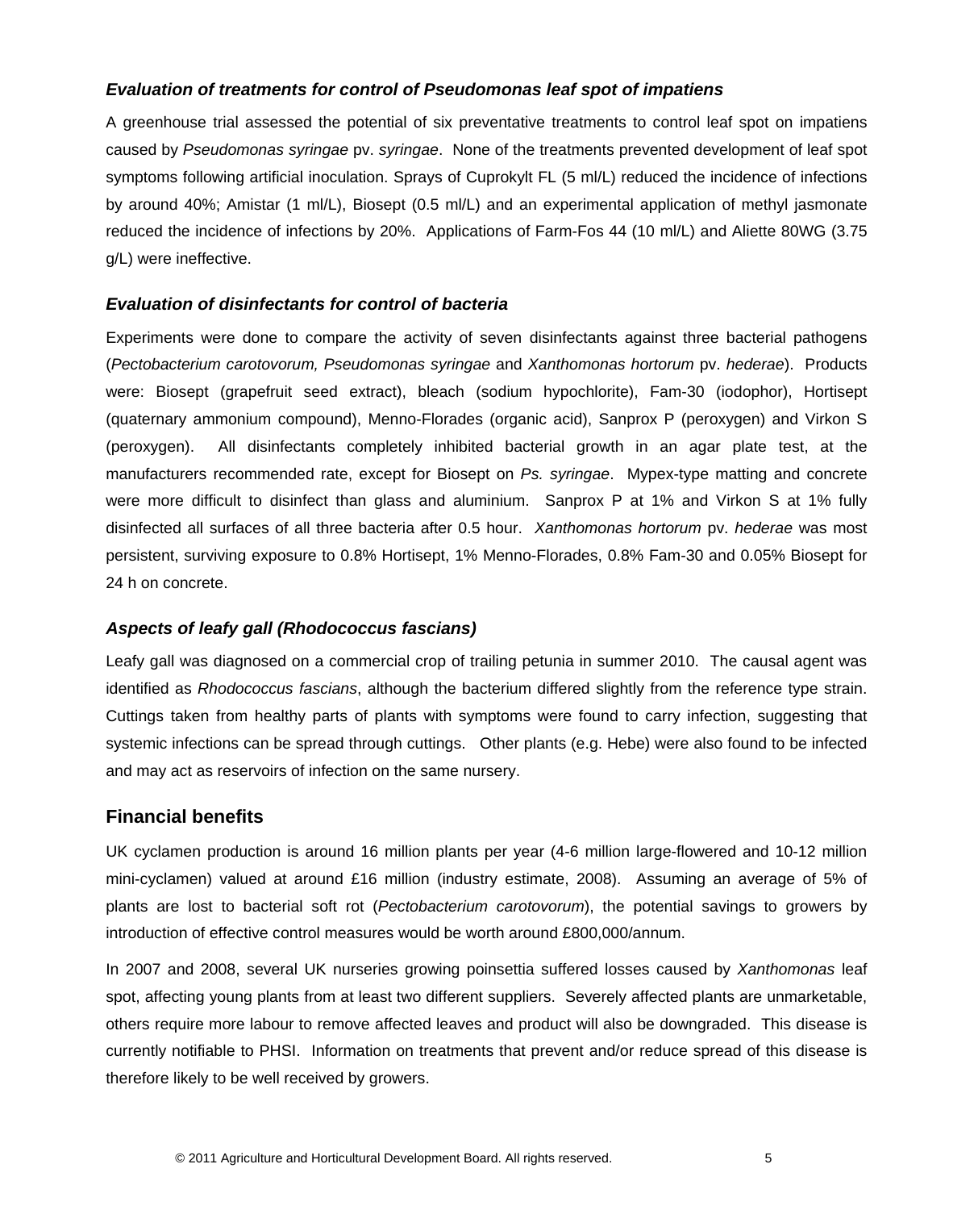### *Evaluation of treatments for control of Pseudomonas leaf spot of impatiens*

A greenhouse trial assessed the potential of six preventative treatments to control leaf spot on impatiens caused by *Pseudomonas syringae* pv. *syringae*. None of the treatments prevented development of leaf spot symptoms following artificial inoculation. Sprays of Cuprokylt FL (5 ml/L) reduced the incidence of infections by around 40%; Amistar (1 ml/L), Biosept (0.5 ml/L) and an experimental application of methyl jasmonate reduced the incidence of infections by 20%. Applications of Farm-Fos 44 (10 ml/L) and Aliette 80WG (3.75 g/L) were ineffective.

### *Evaluation of disinfectants for control of bacteria*

Experiments were done to compare the activity of seven disinfectants against three bacterial pathogens (*Pectobacterium carotovorum, Pseudomonas syringae* and *Xanthomonas hortorum* pv. *hederae*). Products were: Biosept (grapefruit seed extract), bleach (sodium hypochlorite), Fam-30 (iodophor), Hortisept (quaternary ammonium compound), Menno-Florades (organic acid), Sanprox P (peroxygen) and Virkon S (peroxygen). All disinfectants completely inhibited bacterial growth in an agar plate test, at the manufacturers recommended rate, except for Biosept on *Ps. syringae*. Mypex-type matting and concrete were more difficult to disinfect than glass and aluminium. Sanprox P at 1% and Virkon S at 1% fully disinfected all surfaces of all three bacteria after 0.5 hour. *Xanthomonas hortorum* pv. *hederae* was most persistent, surviving exposure to 0.8% Hortisept, 1% Menno-Florades, 0.8% Fam-30 and 0.05% Biosept for 24 h on concrete.

### *Aspects of leafy gall (Rhodococcus fascians)*

Leafy gall was diagnosed on a commercial crop of trailing petunia in summer 2010. The causal agent was identified as *Rhodococcus fascians*, although the bacterium differed slightly from the reference type strain. Cuttings taken from healthy parts of plants with symptoms were found to carry infection, suggesting that systemic infections can be spread through cuttings. Other plants (e.g. Hebe) were also found to be infected and may act as reservoirs of infection on the same nursery.

## Financial benefits

UK cyclamen production is around 16 million plants per year (4-6 million large-flowered and 10-12 million mini-cyclamen) valued at around £16 million (industry estimate, 2008). Assuming an average of 5% of plants are lost to bacterial soft rot (*Pectobacterium carotovorum*), the potential savings to growers by introduction of effective control measures would be worth around £800,000/annum.

In 2007 and 2008, several UK nurseries growing poinsettia suffered losses caused by *Xanthomonas* leaf spot, affecting young plants from at least two different suppliers. Severely affected plants are unmarketable, others require more labour to remove affected leaves and product will also be downgraded. This disease is currently notifiable to PHSI. Information on treatments that prevent and/or reduce spread of this disease is therefore likely to be well received by growers.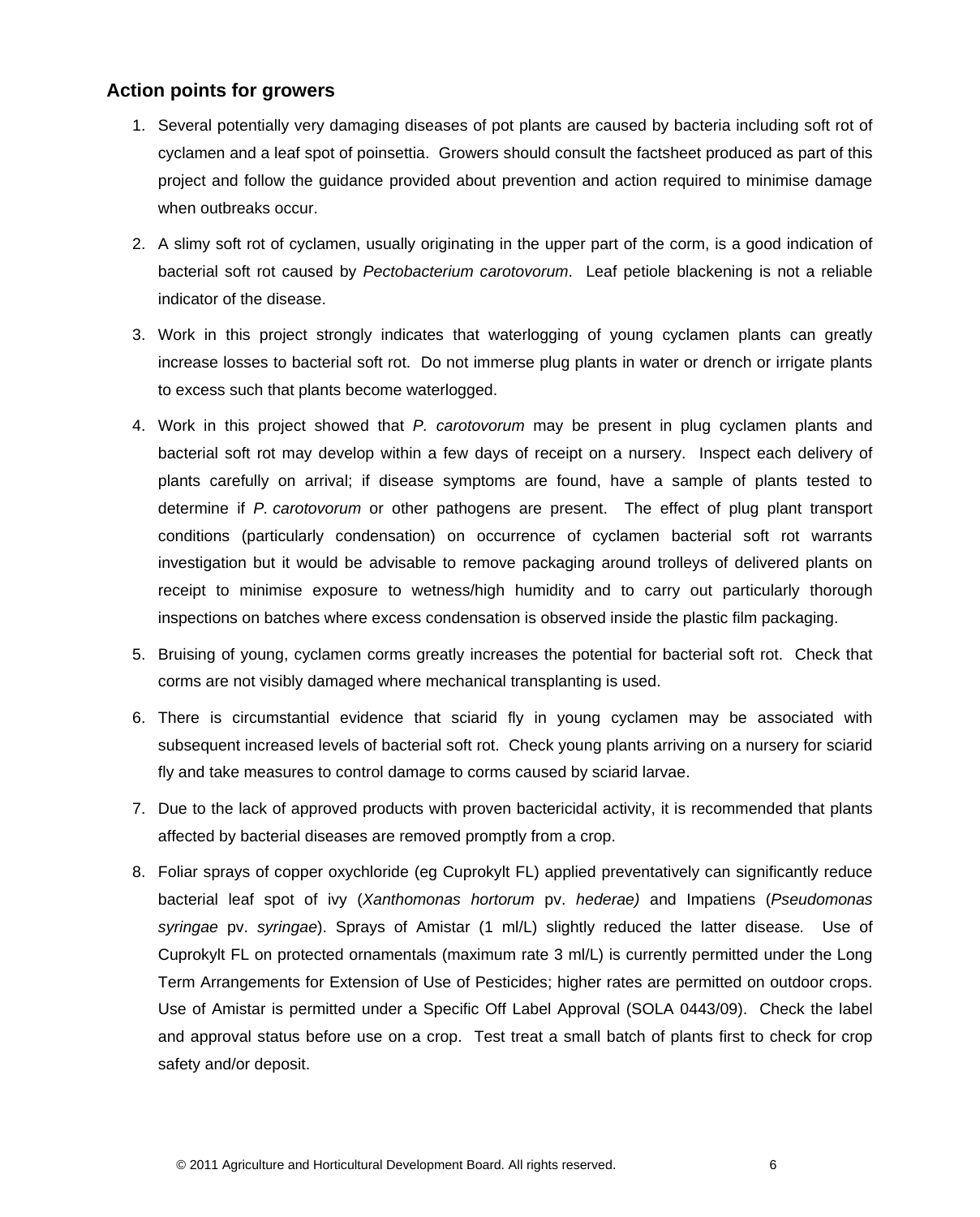## Action points for growers

1. Several potentially very damaging diseases of pot plants are caused by bacteria including soft rot of cyclamen and a leaf spot of poinsettia. Growers should consult the factsheet produced as part of this project and follow the guidance provided about prevention and action required to minimise damage when outbreaks occur.

2. A slimy soft rot of cyclamen, usually originating in the upper part of the corm, is a good indication of bacterial soft rot caused by *Pectobacterium carotovorum*. Leaf petiole blackening is not a reliable indicator of the disease.

3. Work in this project strongly indicates that waterlogging of young cyclamen plants can greatly increase losses to bacterial soft rot. Do not immerse plug plants in water or drench or irrigate plants to excess such that plants become waterlogged.

4. Work in this project showed that *P. carotovorum* may be present in plug cyclamen plants and bacterial soft rot may develop within a few days of receipt on a nursery. Inspect each delivery of plants carefully on arrival; if disease symptoms are found, have a sample of plants tested to determine if *P. carotovorum* or other pathogens are present. The effect of plug plant transport conditions (particularly condensation) on occurrence of cyclamen bacterial soft rot warrants investigation but it would be advisable to remove packaging around trolleys of delivered plants on receipt to minimise exposure to wetness/high humidity and to carry out particularly thorough inspections on batches where excess condensation is observed inside the plastic film packaging.

5. Bruising of young, cyclamen corms greatly increases the potential for bacterial soft rot. Check that corms are not visibly damaged where mechanical transplanting is used.

6. There is circumstantial evidence that sciarid fly in young cyclamen may be associated with subsequent increased levels of bacterial soft rot. Check young plants arriving on a nursery for sciarid fly and take measures to control damage to corms caused by sciarid larvae.

7. Due to the lack of approved products with proven bactericidal activity, it is recommended that plants affected by bacterial diseases are removed promptly from a crop.

8. Foliar sprays of copper oxychloride (eg Cuprokylt FL) applied preventatively can significantly reduce bacterial leaf spot of ivy (*Xanthomonas hortorum* pv. *hederae)* and Impatiens (*Pseudomonas syringae* pv. *syringae*). Sprays of Amistar (1 ml/L) slightly reduced the latter disease. Use of Cuprokylt FL on protected ornamentals (maximum rate 3 ml/L) is currently permitted under the Long Term Arrangements for Extension of Use of Pesticides; higher rates are permitted on outdoor crops. Use of Amistar is permitted under a Specific Off Label Approval (SOLA 0443/09). Check the label and approval status before use on a crop. Test treat a small batch of plants first to check for crop safety and/or deposit.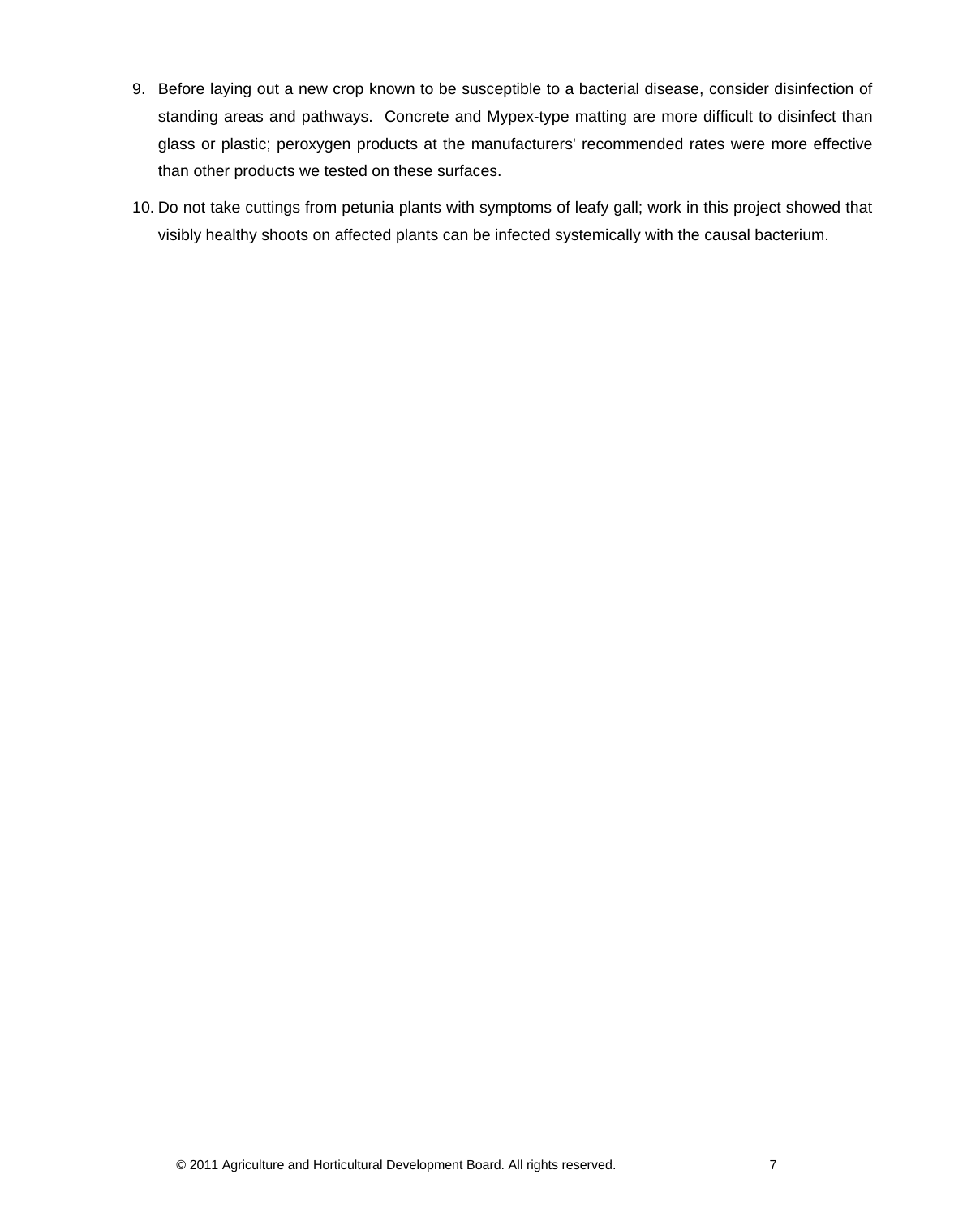9. Before laying out a new crop known to be susceptible to a bacterial disease, consider disinfection of standing areas and pathways. Concrete and Mypex-type matting are more difficult to disinfect than glass or plastic; peroxygen products at the manufacturers' recommended rates were more effective than other products we tested on these surfaces.
10. Do not take cuttings from petunia plants with symptoms of leafy gall; work in this project showed that visibly healthy shoots on affected plants can be infected systemically with the causal bacterium.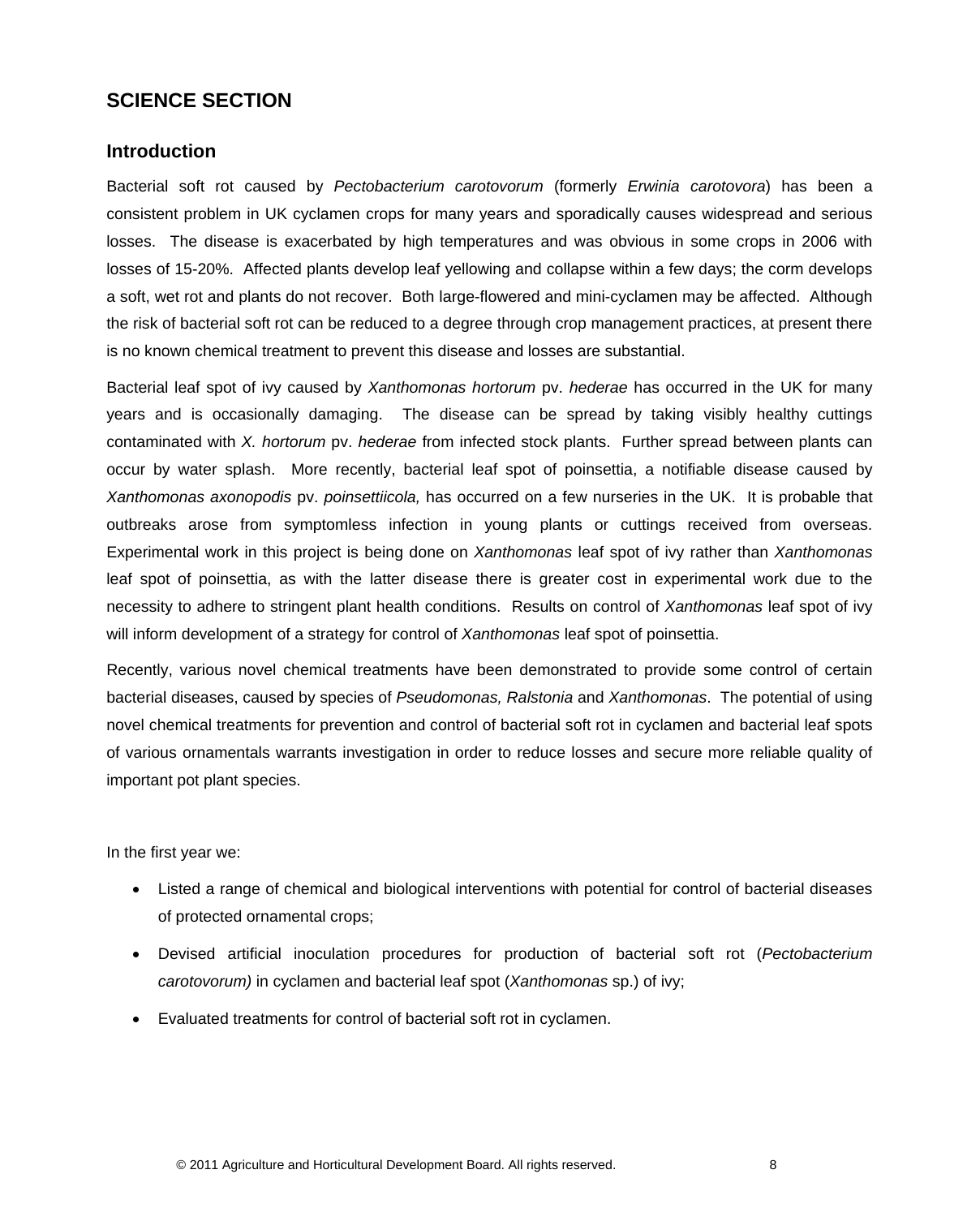## SCIENCE SECTION

### Introduction

Bacterial soft rot caused by *Pectobacterium carotovorum* (formerly *Erwinia carotovora*) has been a consistent problem in UK cyclamen crops for many years and sporadically causes widespread and serious losses. The disease is exacerbated by high temperatures and was obvious in some crops in 2006 with losses of 15-20%. Affected plants develop leaf yellowing and collapse within a few days; the corm develops a soft, wet rot and plants do not recover. Both large-flowered and mini-cyclamen may be affected. Although the risk of bacterial soft rot can be reduced to a degree through crop management practices, at present there is no known chemical treatment to prevent this disease and losses are substantial.

Bacterial leaf spot of ivy caused by *Xanthomonas hortorum* pv. *hederae* has occurred in the UK for many years and is occasionally damaging. The disease can be spread by taking visibly healthy cuttings contaminated with *X. hortorum* pv. *hederae* from infected stock plants. Further spread between plants can occur by water splash. More recently, bacterial leaf spot of poinsettia, a notifiable disease caused by *Xanthomonas axonopodis* pv. *poinsettiicola,* has occurred on a few nurseries in the UK. It is probable that outbreaks arose from symptomless infection in young plants or cuttings received from overseas. Experimental work in this project is being done on *Xanthomonas* leaf spot of ivy rather than *Xanthomonas* leaf spot of poinsettia, as with the latter disease there is greater cost in experimental work due to the necessity to adhere to stringent plant health conditions. Results on control of *Xanthomonas* leaf spot of ivy will inform development of a strategy for control of *Xanthomonas* leaf spot of poinsettia.

Recently, various novel chemical treatments have been demonstrated to provide some control of certain bacterial diseases, caused by species of *Pseudomonas, Ralstonia* and *Xanthomonas*. The potential of using novel chemical treatments for prevention and control of bacterial soft rot in cyclamen and bacterial leaf spots of various ornamentals warrants investigation in order to reduce losses and secure more reliable quality of important pot plant species.

In the first year we:

- Listed a range of chemical and biological interventions with potential for control of bacterial diseases of protected ornamental crops;
- Devised artificial inoculation procedures for production of bacterial soft rot (*Pectobacterium carotovorum)* in cyclamen and bacterial leaf spot (*Xanthomonas* sp.) of ivy;
- Evaluated treatments for control of bacterial soft rot in cyclamen.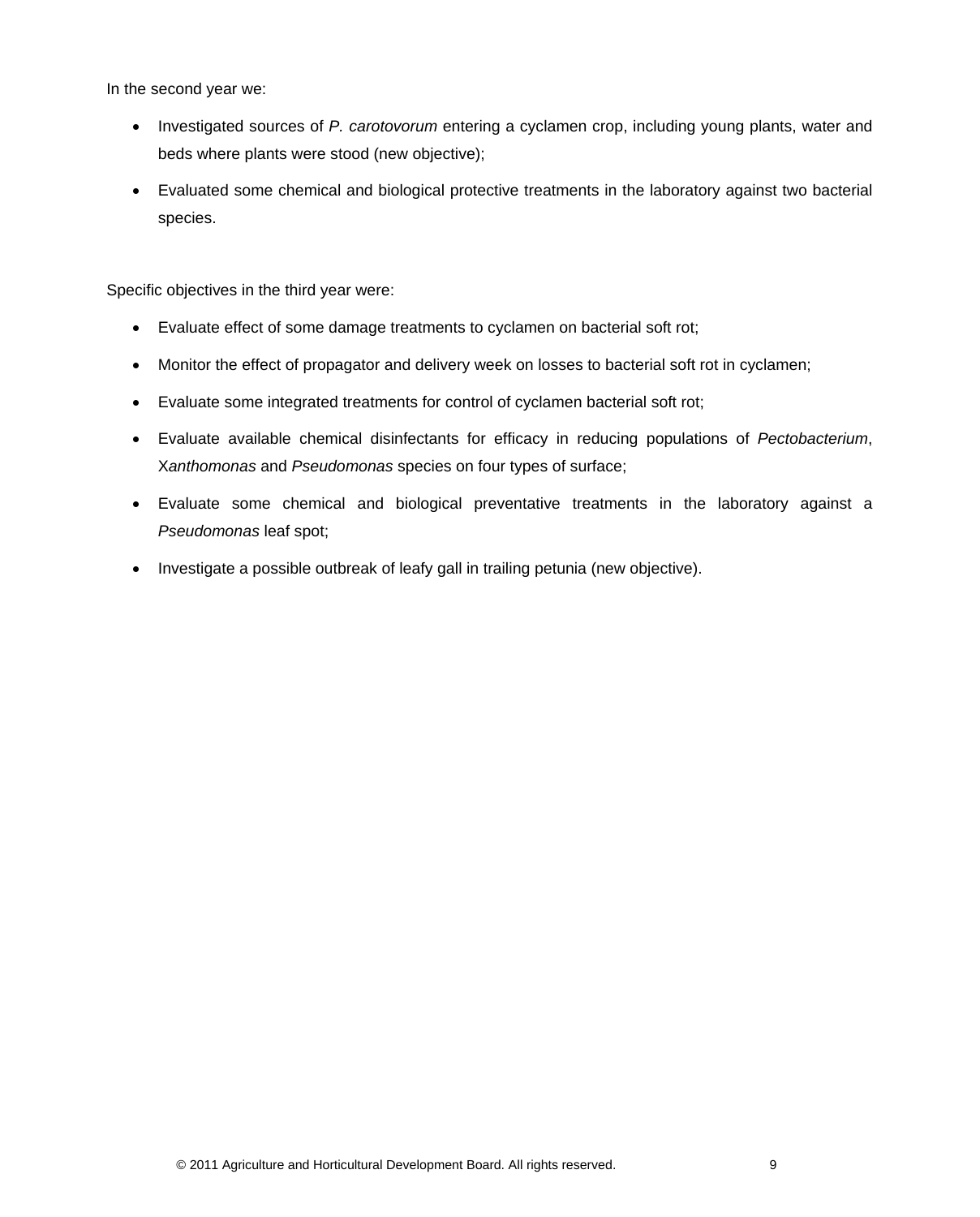In the second year we:

- Investigated sources of *P. carotovorum* entering a cyclamen crop, including young plants, water and beds where plants were stood (new objective);
- Evaluated some chemical and biological protective treatments in the laboratory against two bacterial species.

Specific objectives in the third year were:

- Evaluate effect of some damage treatments to cyclamen on bacterial soft rot;
- Monitor the effect of propagator and delivery week on losses to bacterial soft rot in cyclamen;
- Evaluate some integrated treatments for control of cyclamen bacterial soft rot;
- Evaluate available chemical disinfectants for efficacy in reducing populations of *Pectobacterium*, X*anthomonas* and *Pseudomonas* species on four types of surface;
- Evaluate some chemical and biological preventative treatments in the laboratory against a *Pseudomonas* leaf spot;
- Investigate a possible outbreak of leafy gall in trailing petunia (new objective).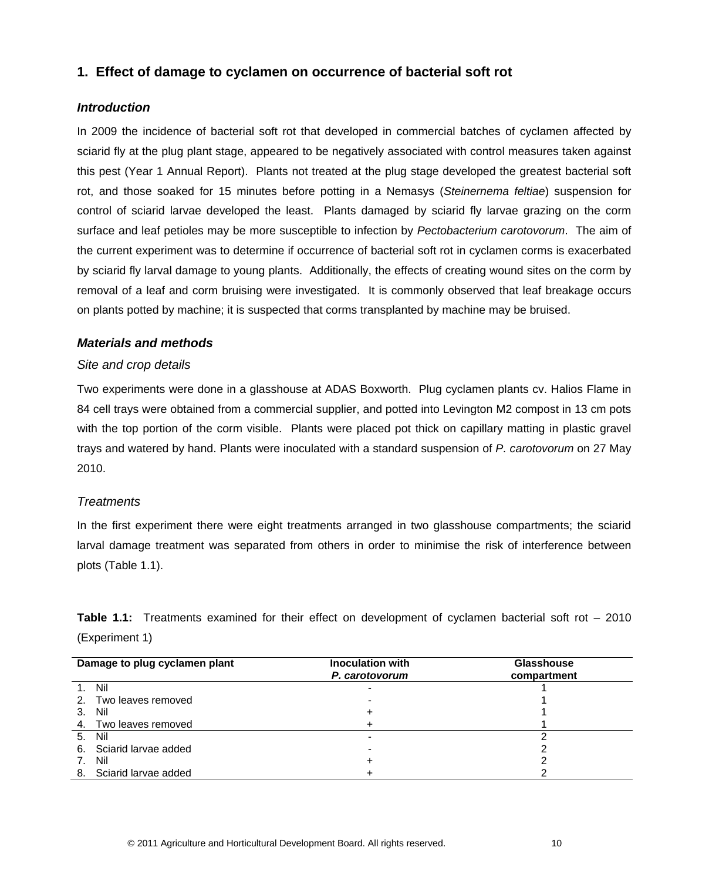## 1. Effect of damage to cyclamen on occurrence of bacterial soft rot

### *Introduction*

In 2009 the incidence of bacterial soft rot that developed in commercial batches of cyclamen affected by sciarid fly at the plug plant stage, appeared to be negatively associated with control measures taken against this pest (Year 1 Annual Report). Plants not treated at the plug stage developed the greatest bacterial soft rot, and those soaked for 15 minutes before potting in a Nemasys (*Steinernema feltiae*) suspension for control of sciarid larvae developed the least. Plants damaged by sciarid fly larvae grazing on the corm surface and leaf petioles may be more susceptible to infection by *Pectobacterium carotovorum*. The aim of the current experiment was to determine if occurrence of bacterial soft rot in cyclamen corms is exacerbated by sciarid fly larval damage to young plants. Additionally, the effects of creating wound sites on the corm by removal of a leaf and corm bruising were investigated. It is commonly observed that leaf breakage occurs on plants potted by machine; it is suspected that corms transplanted by machine may be bruised.

### *Materials and methods*

*Site and crop details*

Two experiments were done in a glasshouse at ADAS Boxworth. Plug cyclamen plants cv. Halios Flame in 84 cell trays were obtained from a commercial supplier, and potted into Levington M2 compost in 13 cm pots with the top portion of the corm visible. Plants were placed pot thick on capillary matting in plastic gravel trays and watered by hand. Plants were inoculated with a standard suspension of *P. carotovorum* on 27 May 2010.

*Treatments*

In the first experiment there were eight treatments arranged in two glasshouse compartments; the sciarid larval damage treatment was separated from others in order to minimise the risk of interference between plots (Table 1.1).

**Table 1.1:** Treatments examined for their effect on development of cyclamen bacterial soft rot – 2010 (Experiment 1)

| Damage to plug cyclamen plant | Inoculation with *P. carotovorum* | Glasshouse compartment |
|---|---|---|
| 1. Nil | - | 1 |
| 2. Two leaves removed | - | 1 |
| 3. Nil | + | 1 |
| 4. Two leaves removed | + | 1 |
| 5. Nil | - | 2 |
| 6. Sciarid larvae added | - | 2 |
| 7. Nil | + | 2 |
| 8. Sciarid larvae added | + | 2 |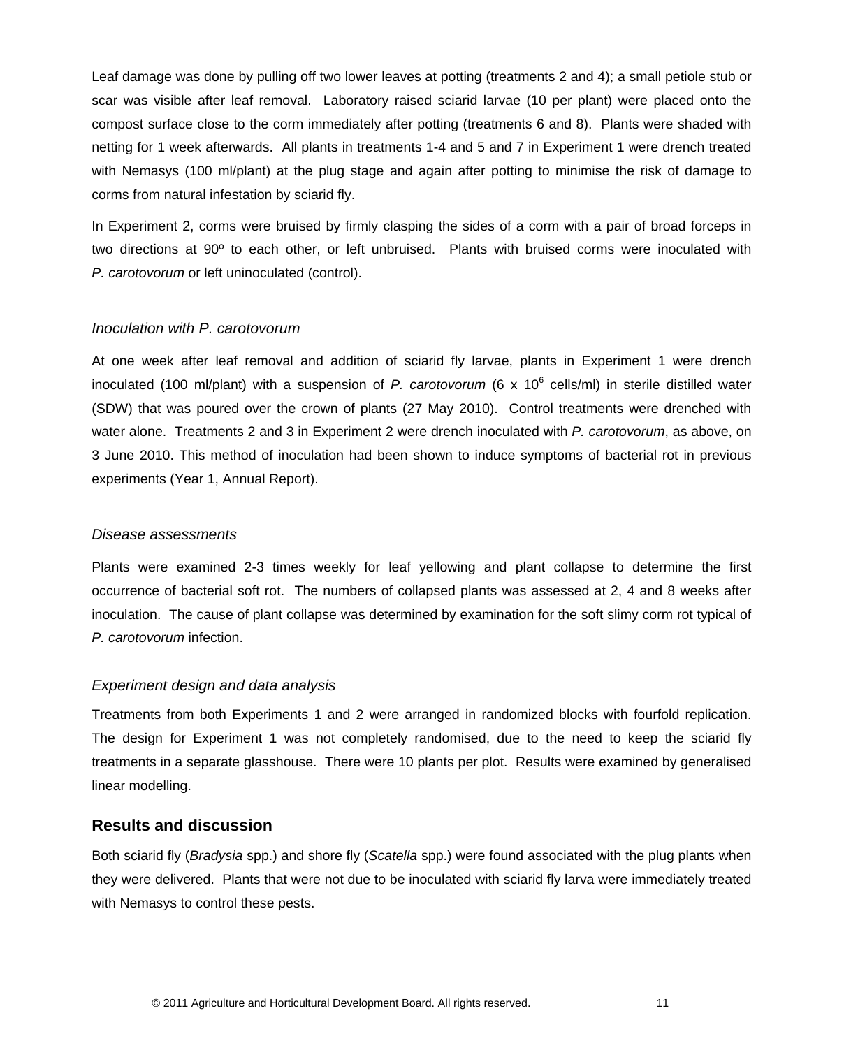Leaf damage was done by pulling off two lower leaves at potting (treatments 2 and 4); a small petiole stub or scar was visible after leaf removal. Laboratory raised sciarid larvae (10 per plant) were placed onto the compost surface close to the corm immediately after potting (treatments 6 and 8). Plants were shaded with netting for 1 week afterwards. All plants in treatments 1-4 and 5 and 7 in Experiment 1 were drench treated with Nemasys (100 ml/plant) at the plug stage and again after potting to minimise the risk of damage to corms from natural infestation by sciarid fly.

In Experiment 2, corms were bruised by firmly clasping the sides of a corm with a pair of broad forceps in two directions at 90º to each other, or left unbruised. Plants with bruised corms were inoculated with *P. carotovorum* or left uninoculated (control).

### *Inoculation with P. carotovorum*

At one week after leaf removal and addition of sciarid fly larvae, plants in Experiment 1 were drench inoculated (100 ml/plant) with a suspension of *P. carotovorum* ($6 \times 10^6$ cells/ml) in sterile distilled water (SDW) that was poured over the crown of plants (27 May 2010). Control treatments were drenched with water alone. Treatments 2 and 3 in Experiment 2 were drench inoculated with *P. carotovorum*, as above, on 3 June 2010. This method of inoculation had been shown to induce symptoms of bacterial rot in previous experiments (Year 1, Annual Report).

### *Disease assessments*

Plants were examined 2-3 times weekly for leaf yellowing and plant collapse to determine the first occurrence of bacterial soft rot. The numbers of collapsed plants was assessed at 2, 4 and 8 weeks after inoculation. The cause of plant collapse was determined by examination for the soft slimy corm rot typical of *P. carotovorum* infection.

### *Experiment design and data analysis*

Treatments from both Experiments 1 and 2 were arranged in randomized blocks with fourfold replication. The design for Experiment 1 was not completely randomised, due to the need to keep the sciarid fly treatments in a separate glasshouse. There were 10 plants per plot. Results were examined by generalised linear modelling.

## Results and discussion

Both sciarid fly (*Bradysia* spp.) and shore fly (*Scatella* spp.) were found associated with the plug plants when they were delivered. Plants that were not due to be inoculated with sciarid fly larva were immediately treated with Nemasys to control these pests.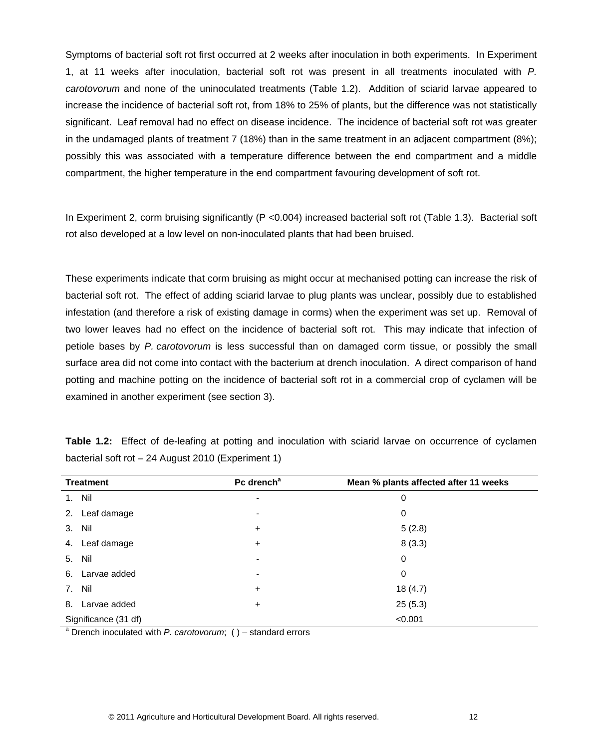Symptoms of bacterial soft rot first occurred at 2 weeks after inoculation in both experiments. In Experiment 1, at 11 weeks after inoculation, bacterial soft rot was present in all treatments inoculated with *P. carotovorum* and none of the uninoculated treatments (Table 1.2). Addition of sciarid larvae appeared to increase the incidence of bacterial soft rot, from 18% to 25% of plants, but the difference was not statistically significant. Leaf removal had no effect on disease incidence. The incidence of bacterial soft rot was greater in the undamaged plants of treatment 7 (18%) than in the same treatment in an adjacent compartment (8%); possibly this was associated with a temperature difference between the end compartment and a middle compartment, the higher temperature in the end compartment favouring development of soft rot.

In Experiment 2, corm bruising significantly (P <0.004) increased bacterial soft rot (Table 1.3). Bacterial soft rot also developed at a low level on non-inoculated plants that had been bruised.

These experiments indicate that corm bruising as might occur at mechanised potting can increase the risk of bacterial soft rot. The effect of adding sciarid larvae to plug plants was unclear, possibly due to established infestation (and therefore a risk of existing damage in corms) when the experiment was set up. Removal of two lower leaves had no effect on the incidence of bacterial soft rot. This may indicate that infection of petiole bases by *P. carotovorum* is less successful than on damaged corm tissue, or possibly the small surface area did not come into contact with the bacterium at drench inoculation. A direct comparison of hand potting and machine potting on the incidence of bacterial soft rot in a commercial crop of cyclamen will be examined in another experiment (see section 3).

**Table 1.2:** Effect of de-leafing at potting and inoculation with sciarid larvae on occurrence of cyclamen bacterial soft rot – 24 August 2010 (Experiment 1)

| Treatment | Pc drench[a] | Mean % plants affected after 11 weeks |
|---|---|---|
| 1. Nil | - | 0 |
| 2. Leaf damage | - | 0 |
| 3. Nil | + | 5 (2.8) |
| 4. Leaf damage | + | 8 (3.3) |
| 5. Nil | - | 0 |
| 6. Larvae added | - | 0 |
| 7. Nil | + | 18 (4.7) |
| 8. Larvae added | + | 25 (5.3) |
| Significance (31 df) | | <0.001 |

[a] Drench inoculated with *P. carotovorum*; ( ) – standard errors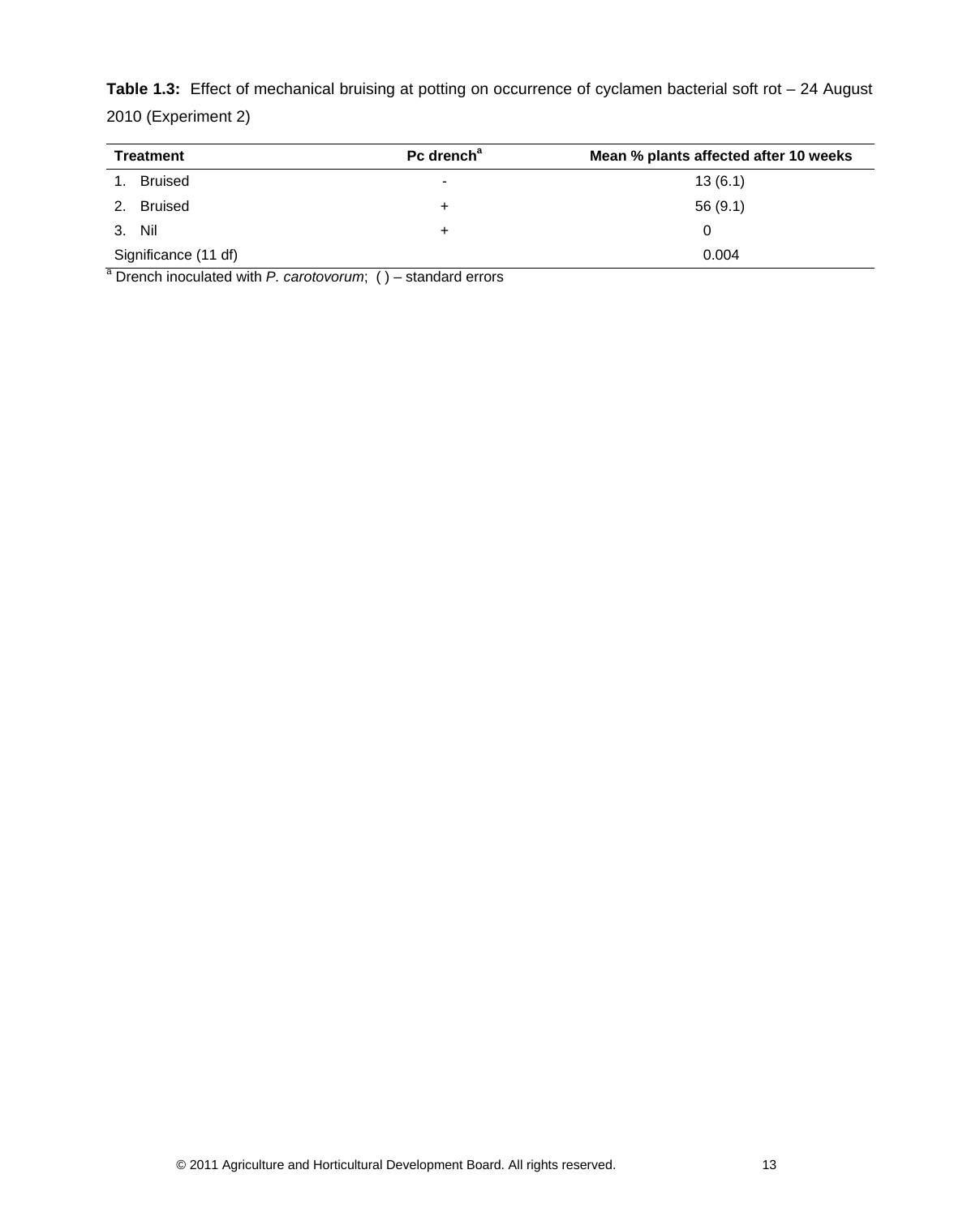**Table 1.3:** Effect of mechanical bruising at potting on occurrence of cyclamen bacterial soft rot – 24 August 2010 (Experiment 2)

| Treatment | Pc drench[a] | Mean % plants affected after 10 weeks |
|---|---|---|
| 1. Bruised | - | 13 (6.1) |
| 2. Bruised | + | 56 (9.1) |
| 3. Nil | + | 0 |
| Significance (11 df) | | 0.004 |

[a] Drench inoculated with *P. carotovorum*; ( ) – standard errors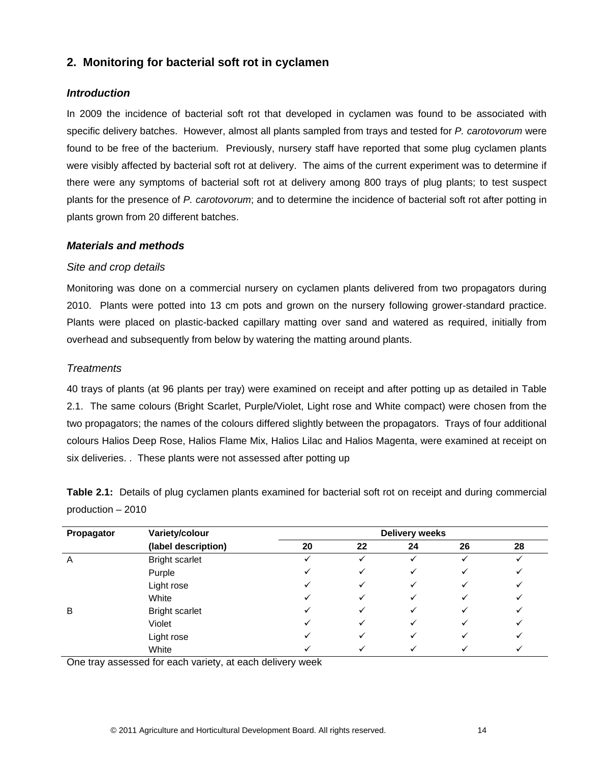## 2. Monitoring for bacterial soft rot in cyclamen

### *Introduction*

In 2009 the incidence of bacterial soft rot that developed in cyclamen was found to be associated with specific delivery batches. However, almost all plants sampled from trays and tested for *P. carotovorum* were found to be free of the bacterium. Previously, nursery staff have reported that some plug cyclamen plants were visibly affected by bacterial soft rot at delivery. The aims of the current experiment was to determine if there were any symptoms of bacterial soft rot at delivery among 800 trays of plug plants; to test suspect plants for the presence of *P. carotovorum*; and to determine the incidence of bacterial soft rot after potting in plants grown from 20 different batches.

### *Materials and methods*

*Site and crop details*

Monitoring was done on a commercial nursery on cyclamen plants delivered from two propagators during 2010. Plants were potted into 13 cm pots and grown on the nursery following grower-standard practice. Plants were placed on plastic-backed capillary matting over sand and watered as required, initially from overhead and subsequently from below by watering the matting around plants.

*Treatments*

40 trays of plants (at 96 plants per tray) were examined on receipt and after potting up as detailed in Table 2.1. The same colours (Bright Scarlet, Purple/Violet, Light rose and White compact) were chosen from the two propagators; the names of the colours differed slightly between the propagators. Trays of four additional colours Halios Deep Rose, Halios Flame Mix, Halios Lilac and Halios Magenta, were examined at receipt on six deliveries. . These plants were not assessed after potting up

**Table 2.1:** Details of plug cyclamen plants examined for bacterial soft rot on receipt and during commercial production – 2010

| Propagator | Variety/colour | Delivery weeks | | | | |
|---|---|---|---|---|---|---|
| | (label description) | 20 | 22 | 24 | 26 | 28 |
| A | Bright scarlet | ✓ | ✓ | ✓ | ✓ | ✓ |
| | Purple | ✓ | ✓ | ✓ | ✓ | ✓ |
| | Light rose | ✓ | ✓ | ✓ | ✓ | ✓ |
| | White | ✓ | ✓ | ✓ | ✓ | ✓ |
| B | Bright scarlet | ✓ | ✓ | ✓ | ✓ | ✓ |
| | Violet | ✓ | ✓ | ✓ | ✓ | ✓ |
| | Light rose | ✓ | ✓ | ✓ | ✓ | ✓ |
| | White | ✓ | ✓ | ✓ | ✓ | ✓ |

One tray assessed for each variety, at each delivery week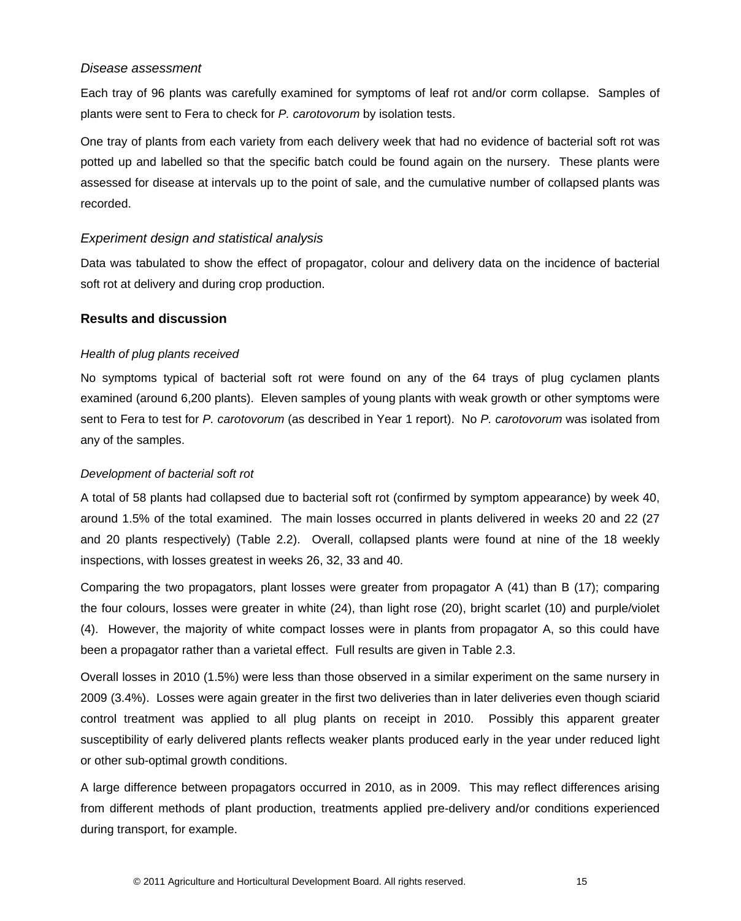### *Disease assessment*

Each tray of 96 plants was carefully examined for symptoms of leaf rot and/or corm collapse. Samples of plants were sent to Fera to check for *P. carotovorum* by isolation tests.

One tray of plants from each variety from each delivery week that had no evidence of bacterial soft rot was potted up and labelled so that the specific batch could be found again on the nursery. These plants were assessed for disease at intervals up to the point of sale, and the cumulative number of collapsed plants was recorded.

### *Experiment design and statistical analysis*

Data was tabulated to show the effect of propagator, colour and delivery data on the incidence of bacterial soft rot at delivery and during crop production.

## **Results and discussion**

### *Health of plug plants received*

No symptoms typical of bacterial soft rot were found on any of the 64 trays of plug cyclamen plants examined (around 6,200 plants). Eleven samples of young plants with weak growth or other symptoms were sent to Fera to test for *P. carotovorum* (as described in Year 1 report). No *P. carotovorum* was isolated from any of the samples.

### *Development of bacterial soft rot*

A total of 58 plants had collapsed due to bacterial soft rot (confirmed by symptom appearance) by week 40, around 1.5% of the total examined. The main losses occurred in plants delivered in weeks 20 and 22 (27 and 20 plants respectively) (Table 2.2). Overall, collapsed plants were found at nine of the 18 weekly inspections, with losses greatest in weeks 26, 32, 33 and 40.

Comparing the two propagators, plant losses were greater from propagator A (41) than B (17); comparing the four colours, losses were greater in white (24), than light rose (20), bright scarlet (10) and purple/violet (4). However, the majority of white compact losses were in plants from propagator A, so this could have been a propagator rather than a varietal effect. Full results are given in Table 2.3.

Overall losses in 2010 (1.5%) were less than those observed in a similar experiment on the same nursery in 2009 (3.4%). Losses were again greater in the first two deliveries than in later deliveries even though sciarid control treatment was applied to all plug plants on receipt in 2010. Possibly this apparent greater susceptibility of early delivered plants reflects weaker plants produced early in the year under reduced light or other sub-optimal growth conditions.

A large difference between propagators occurred in 2010, as in 2009. This may reflect differences arising from different methods of plant production, treatments applied pre-delivery and/or conditions experienced during transport, for example.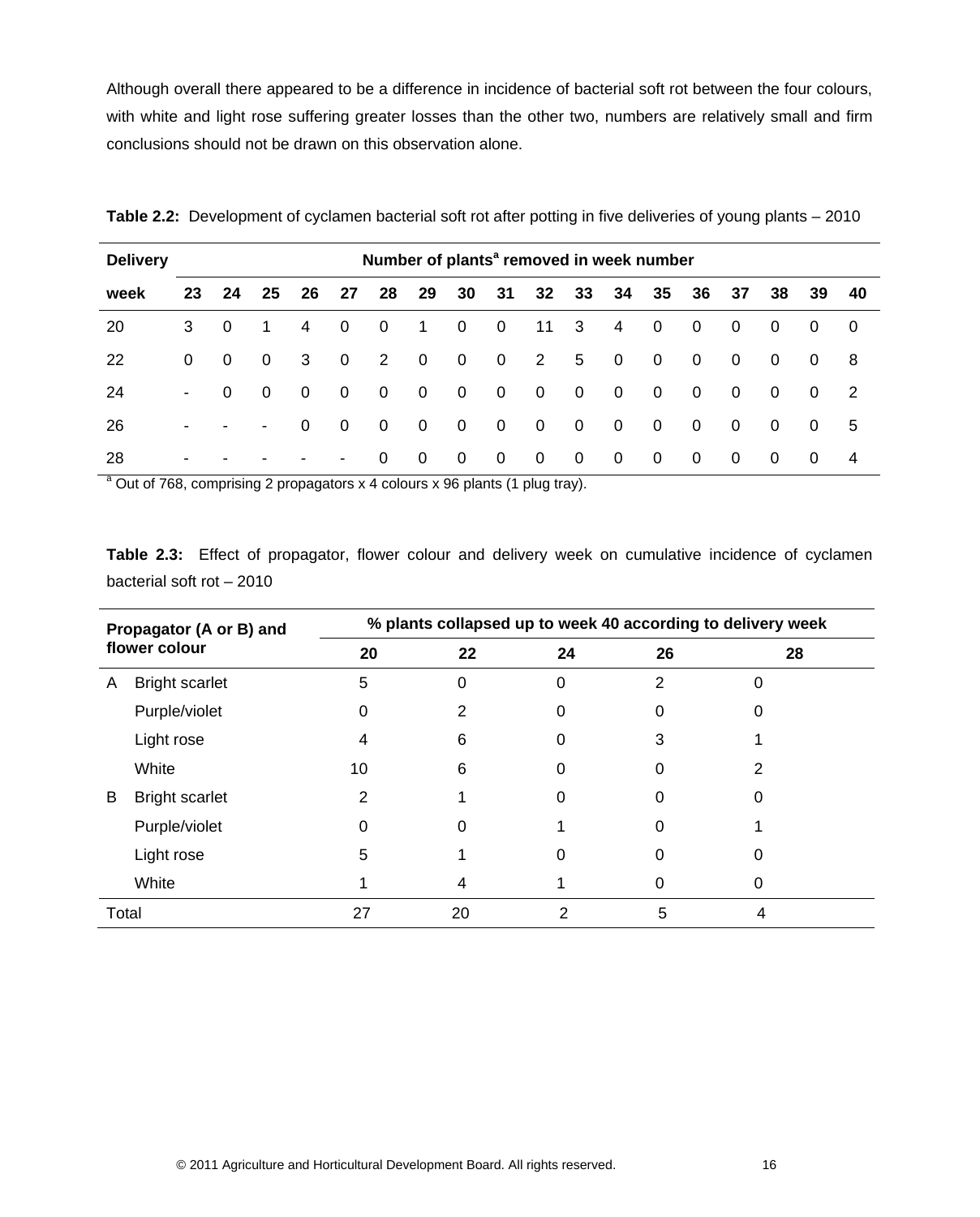Although overall there appeared to be a difference in incidence of bacterial soft rot between the four colours, with white and light rose suffering greater losses than the other two, numbers are relatively small and firm conclusions should not be drawn on this observation alone.

**Table 2.2:** Development of cyclamen bacterial soft rot after potting in five deliveries of young plants – 2010

| Delivery | Number of plants[a] removed in week number | | | | | | | | | | | | | | | | | |
|---|---|---|---|---|---|---|---|---|---|---|---|---|---|---|---|---|---|---|
| **week** | **23** | **24** | **25** | **26** | **27** | **28** | **29** | **30** | **31** | **32** | **33** | **34** | **35** | **36** | **37** | **38** | **39** | **40** |
| 20 | 3 | 0 | 1 | 4 | 0 | 0 | 1 | 0 | 0 | 11 | 3 | 4 | 0 | 0 | 0 | 0 | 0 | 0 |
| 22 | 0 | 0 | 0 | 3 | 0 | 2 | 0 | 0 | 0 | 2 | 5 | 0 | 0 | 0 | 0 | 0 | 0 | 8 |
| 24 | - | 0 | 0 | 0 | 0 | 0 | 0 | 0 | 0 | 0 | 0 | 0 | 0 | 0 | 0 | 0 | 0 | 2 |
| 26 | - | - | - | 0 | 0 | 0 | 0 | 0 | 0 | 0 | 0 | 0 | 0 | 0 | 0 | 0 | 0 | 5 |
| 28 | - | - | - | - | - | 0 | 0 | 0 | 0 | 0 | 0 | 0 | 0 | 0 | 0 | 0 | 0 | 4 |

[a] Out of 768, comprising 2 propagators x 4 colours x 96 plants (1 plug tray).

**Table 2.3:** Effect of propagator, flower colour and delivery week on cumulative incidence of cyclamen bacterial soft rot – 2010

| Propagator (A or B) and flower colour | | % plants collapsed up to week 40 according to delivery week | | | | |
|---|---|---|---|---|---|---|
| | | **20** | **22** | **24** | **26** | **28** |
| A | Bright scarlet | 5 | 0 | 0 | 2 | 0 |
| | Purple/violet | 0 | 2 | 0 | 0 | 0 |
| | Light rose | 4 | 6 | 0 | 3 | 1 |
| | White | 10 | 6 | 0 | 0 | 2 |
| B | Bright scarlet | 2 | 1 | 0 | 0 | 0 |
| | Purple/violet | 0 | 0 | 1 | 0 | 1 |
| | Light rose | 5 | 1 | 0 | 0 | 0 |
| | White | 1 | 4 | 1 | 0 | 0 |
| Total | | 27 | 20 | 2 | 5 | 4 |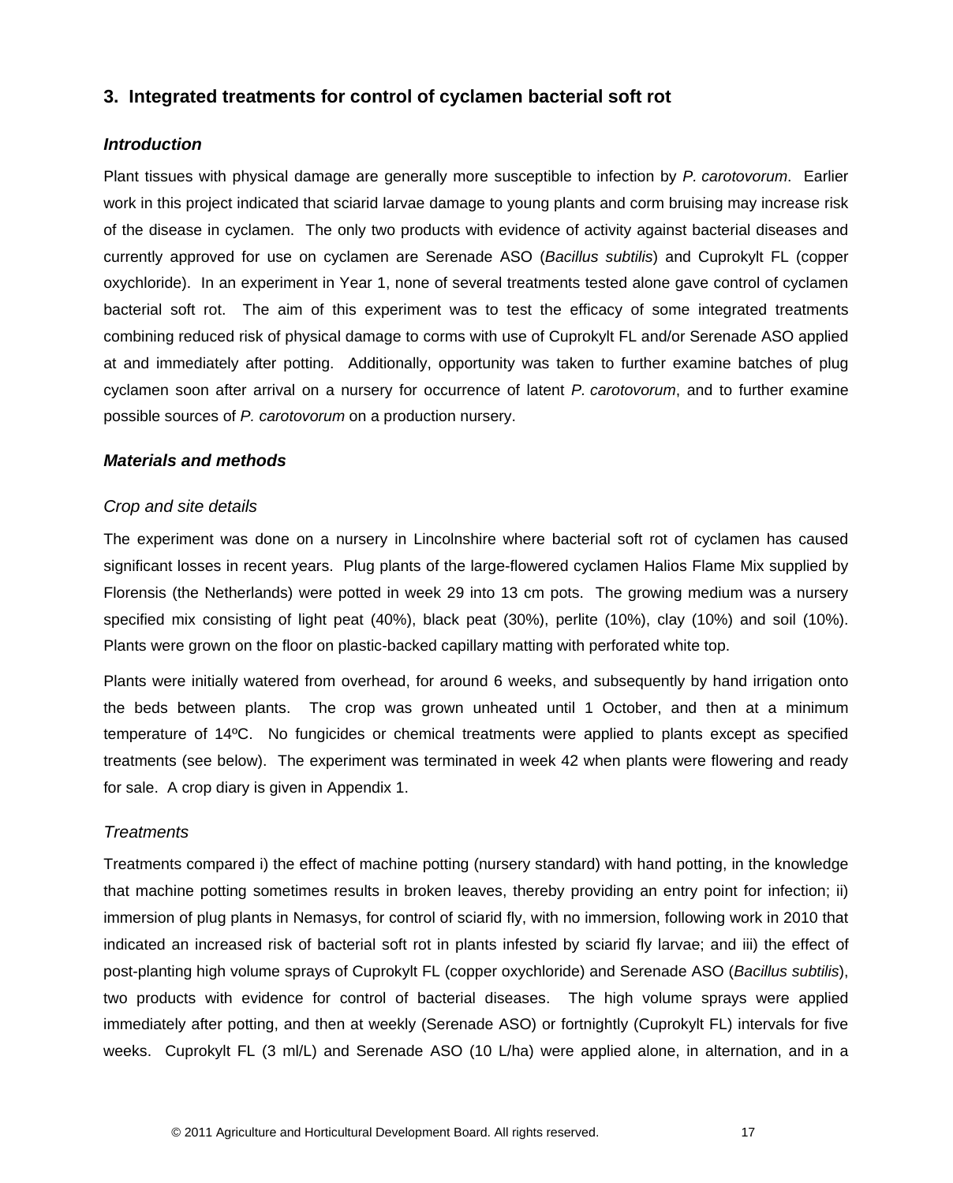## 3. Integrated treatments for control of cyclamen bacterial soft rot

### *Introduction*

Plant tissues with physical damage are generally more susceptible to infection by *P. carotovorum*. Earlier work in this project indicated that sciarid larvae damage to young plants and corm bruising may increase risk of the disease in cyclamen. The only two products with evidence of activity against bacterial diseases and currently approved for use on cyclamen are Serenade ASO (*Bacillus subtilis*) and Cuprokylt FL (copper oxychloride). In an experiment in Year 1, none of several treatments tested alone gave control of cyclamen bacterial soft rot. The aim of this experiment was to test the efficacy of some integrated treatments combining reduced risk of physical damage to corms with use of Cuprokylt FL and/or Serenade ASO applied at and immediately after potting. Additionally, opportunity was taken to further examine batches of plug cyclamen soon after arrival on a nursery for occurrence of latent *P. carotovorum*, and to further examine possible sources of *P. carotovorum* on a production nursery.

### *Materials and methods*

#### *Crop and site details*

The experiment was done on a nursery in Lincolnshire where bacterial soft rot of cyclamen has caused significant losses in recent years. Plug plants of the large-flowered cyclamen Halios Flame Mix supplied by Florensis (the Netherlands) were potted in week 29 into 13 cm pots. The growing medium was a nursery specified mix consisting of light peat (40%), black peat (30%), perlite (10%), clay (10%) and soil (10%). Plants were grown on the floor on plastic-backed capillary matting with perforated white top.

Plants were initially watered from overhead, for around 6 weeks, and subsequently by hand irrigation onto the beds between plants. The crop was grown unheated until 1 October, and then at a minimum temperature of 14ºC. No fungicides or chemical treatments were applied to plants except as specified treatments (see below). The experiment was terminated in week 42 when plants were flowering and ready for sale. A crop diary is given in Appendix 1.

#### *Treatments*

Treatments compared i) the effect of machine potting (nursery standard) with hand potting, in the knowledge that machine potting sometimes results in broken leaves, thereby providing an entry point for infection; ii) immersion of plug plants in Nemasys, for control of sciarid fly, with no immersion, following work in 2010 that indicated an increased risk of bacterial soft rot in plants infested by sciarid fly larvae; and iii) the effect of post-planting high volume sprays of Cuprokylt FL (copper oxychloride) and Serenade ASO (*Bacillus subtilis*), two products with evidence for control of bacterial diseases. The high volume sprays were applied immediately after potting, and then at weekly (Serenade ASO) or fortnightly (Cuprokylt FL) intervals for five weeks. Cuprokylt FL (3 ml/L) and Serenade ASO (10 L/ha) were applied alone, in alternation, and in a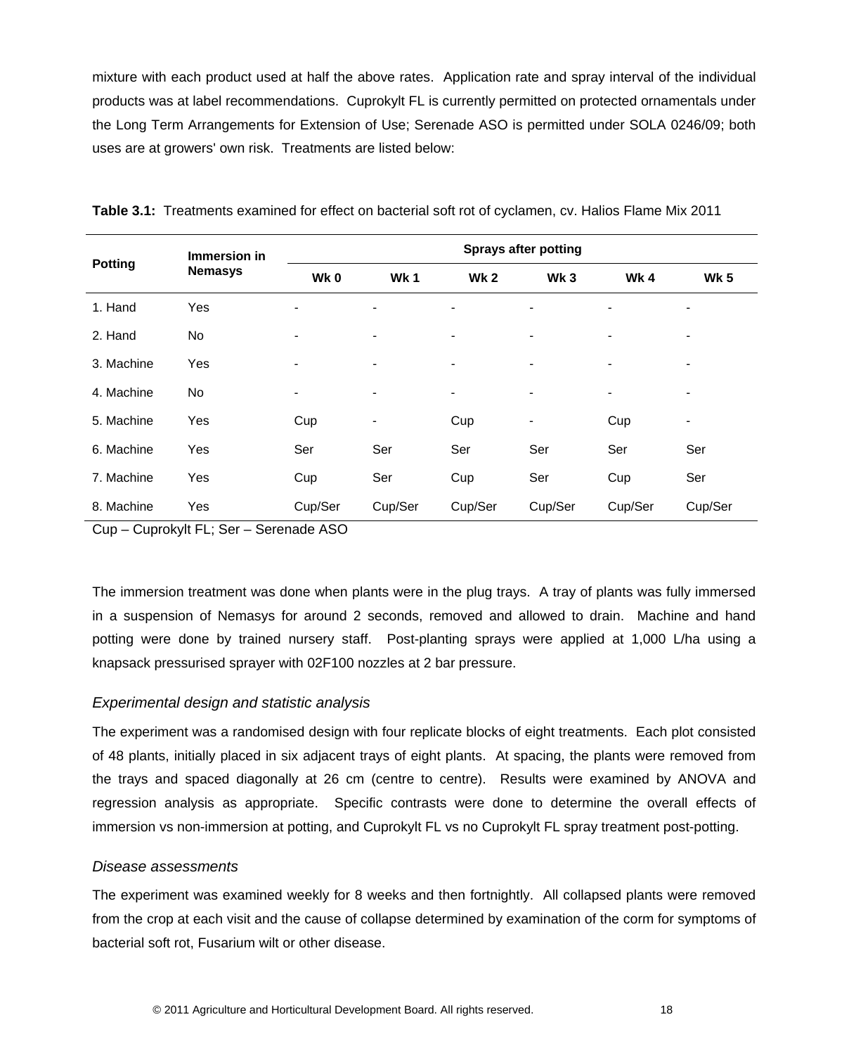mixture with each product used at half the above rates. Application rate and spray interval of the individual products was at label recommendations. Cuprokylt FL is currently permitted on protected ornamentals under the Long Term Arrangements for Extension of Use; Serenade ASO is permitted under SOLA 0246/09; both uses are at growers' own risk. Treatments are listed below:

**Table 3.1:** Treatments examined for effect on bacterial soft rot of cyclamen, cv. Halios Flame Mix 2011

| Potting | Immersion in Nemasys | Sprays after potting | | | | | |
|---|---|---|---|---|---|---|---|
| | | **Wk 0** | **Wk 1** | **Wk 2** | **Wk 3** | **Wk 4** | **Wk 5** |
| 1. Hand | Yes | - | - | - | - | - | - |
| 2. Hand | No | - | - | - | - | - | - |
| 3. Machine | Yes | - | - | - | - | - | - |
| 4. Machine | No | - | - | - | - | - | - |
| 5. Machine | Yes | Cup | - | Cup | - | Cup | - |
| 6. Machine | Yes | Ser | Ser | Ser | Ser | Ser | Ser |
| 7. Machine | Yes | Cup | Ser | Cup | Ser | Cup | Ser |
| 8. Machine | Yes | Cup/Ser | Cup/Ser | Cup/Ser | Cup/Ser | Cup/Ser | Cup/Ser |

Cup – Cuprokylt FL; Ser – Serenade ASO

The immersion treatment was done when plants were in the plug trays. A tray of plants was fully immersed in a suspension of Nemasys for around 2 seconds, removed and allowed to drain. Machine and hand potting were done by trained nursery staff. Post-planting sprays were applied at 1,000 L/ha using a knapsack pressurised sprayer with 02F100 nozzles at 2 bar pressure.

### *Experimental design and statistic analysis*

The experiment was a randomised design with four replicate blocks of eight treatments. Each plot consisted of 48 plants, initially placed in six adjacent trays of eight plants. At spacing, the plants were removed from the trays and spaced diagonally at 26 cm (centre to centre). Results were examined by ANOVA and regression analysis as appropriate. Specific contrasts were done to determine the overall effects of immersion vs non-immersion at potting, and Cuprokylt FL vs no Cuprokylt FL spray treatment post-potting.

### *Disease assessments*

The experiment was examined weekly for 8 weeks and then fortnightly. All collapsed plants were removed from the crop at each visit and the cause of collapse determined by examination of the corm for symptoms of bacterial soft rot, Fusarium wilt or other disease.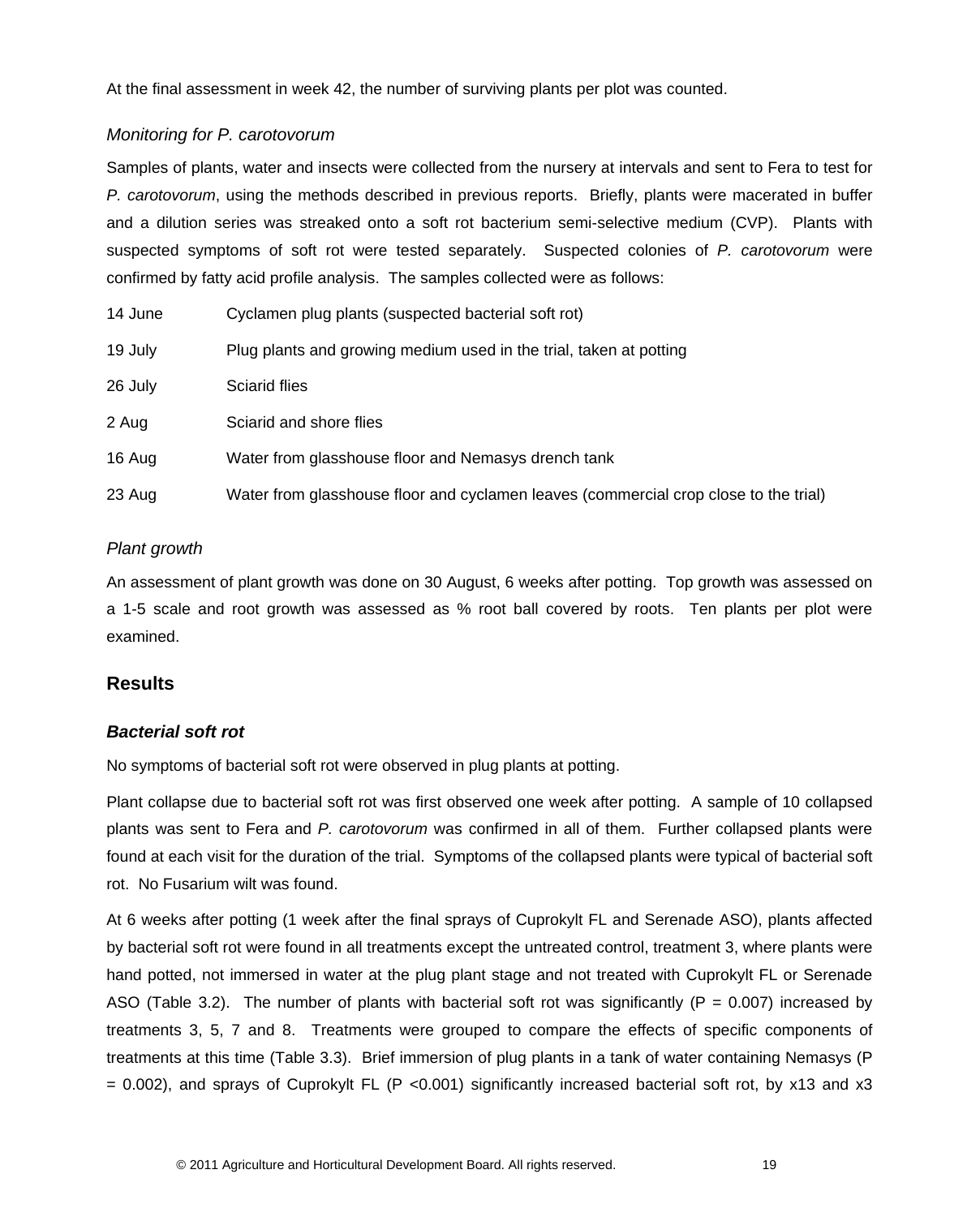At the final assessment in week 42, the number of surviving plants per plot was counted.

*Monitoring for P. carotovorum*

Samples of plants, water and insects were collected from the nursery at intervals and sent to Fera to test for *P. carotovorum*, using the methods described in previous reports. Briefly, plants were macerated in buffer and a dilution series was streaked onto a soft rot bacterium semi-selective medium (CVP). Plants with suspected symptoms of soft rot were tested separately. Suspected colonies of *P. carotovorum* were confirmed by fatty acid profile analysis. The samples collected were as follows:

| | |
|---|---|
| 14 June | Cyclamen plug plants (suspected bacterial soft rot) |
| 19 July | Plug plants and growing medium used in the trial, taken at potting |
| 26 July | Sciarid flies |
| 2 Aug | Sciarid and shore flies |
| 16 Aug | Water from glasshouse floor and Nemasys drench tank |
| 23 Aug | Water from glasshouse floor and cyclamen leaves (commercial crop close to the trial) |

*Plant growth*

An assessment of plant growth was done on 30 August, 6 weeks after potting. Top growth was assessed on a 1-5 scale and root growth was assessed as % root ball covered by roots. Ten plants per plot were examined.

## Results

### *Bacterial soft rot*

No symptoms of bacterial soft rot were observed in plug plants at potting.

Plant collapse due to bacterial soft rot was first observed one week after potting. A sample of 10 collapsed plants was sent to Fera and *P. carotovorum* was confirmed in all of them. Further collapsed plants were found at each visit for the duration of the trial. Symptoms of the collapsed plants were typical of bacterial soft rot. No Fusarium wilt was found.

At 6 weeks after potting (1 week after the final sprays of Cuprokylt FL and Serenade ASO), plants affected by bacterial soft rot were found in all treatments except the untreated control, treatment 3, where plants were hand potted, not immersed in water at the plug plant stage and not treated with Cuprokylt FL or Serenade ASO (Table 3.2). The number of plants with bacterial soft rot was significantly ($P = 0.007$) increased by treatments 3, 5, 7 and 8. Treatments were grouped to compare the effects of specific components of treatments at this time (Table 3.3). Brief immersion of plug plants in a tank of water containing Nemasys ($P = 0.002$), and sprays of Cuprokylt FL ($P < 0.001$) significantly increased bacterial soft rot, by x13 and x3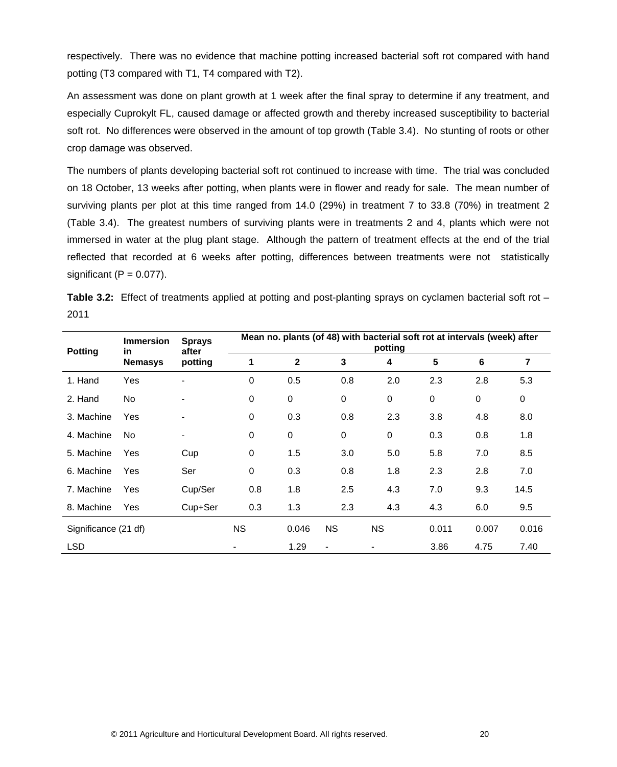respectively. There was no evidence that machine potting increased bacterial soft rot compared with hand potting (T3 compared with T1, T4 compared with T2).

An assessment was done on plant growth at 1 week after the final spray to determine if any treatment, and especially Cuprokylt FL, caused damage or affected growth and thereby increased susceptibility to bacterial soft rot. No differences were observed in the amount of top growth (Table 3.4). No stunting of roots or other crop damage was observed.

The numbers of plants developing bacterial soft rot continued to increase with time. The trial was concluded on 18 October, 13 weeks after potting, when plants were in flower and ready for sale. The mean number of surviving plants per plot at this time ranged from 14.0 (29%) in treatment 7 to 33.8 (70%) in treatment 2 (Table 3.4). The greatest numbers of surviving plants were in treatments 2 and 4, plants which were not immersed in water at the plug plant stage. Although the pattern of treatment effects at the end of the trial reflected that recorded at 6 weeks after potting, differences between treatments were not statistically significant (P = 0.077).

**Table 3.2:** Effect of treatments applied at potting and post-planting sprays on cyclamen bacterial soft rot – 2011

| Potting | Immersion in Nemasys | Sprays after potting | Mean no. plants (of 48) with bacterial soft rot at intervals (week) after potting | | | | | | |
|---|---|---|---|---|---|---|---|---|---|
| | | | 1 | 2 | 3 | 4 | 5 | 6 | 7 |
| 1. Hand | Yes | - | 0 | 0.5 | 0.8 | 2.0 | 2.3 | 2.8 | 5.3 |
| 2. Hand | No | - | 0 | 0 | 0 | 0 | 0 | 0 | 0 |
| 3. Machine | Yes | - | 0 | 0.3 | 0.8 | 2.3 | 3.8 | 4.8 | 8.0 |
| 4. Machine | No | - | 0 | 0 | 0 | 0 | 0.3 | 0.8 | 1.8 |
| 5. Machine | Yes | Cup | 0 | 1.5 | 3.0 | 5.0 | 5.8 | 7.0 | 8.5 |
| 6. Machine | Yes | Ser | 0 | 0.3 | 0.8 | 1.8 | 2.3 | 2.8 | 7.0 |
| 7. Machine | Yes | Cup/Ser | 0.8 | 1.8 | 2.5 | 4.3 | 7.0 | 9.3 | 14.5 |
| 8. Machine | Yes | Cup+Ser | 0.3 | 1.3 | 2.3 | 4.3 | 4.3 | 6.0 | 9.5 |
| Significance (21 df) | | | NS | 0.046 | NS | NS | 0.011 | 0.007 | 0.016 |
| LSD | | | - | 1.29 | - | - | 3.86 | 4.75 | 7.40 |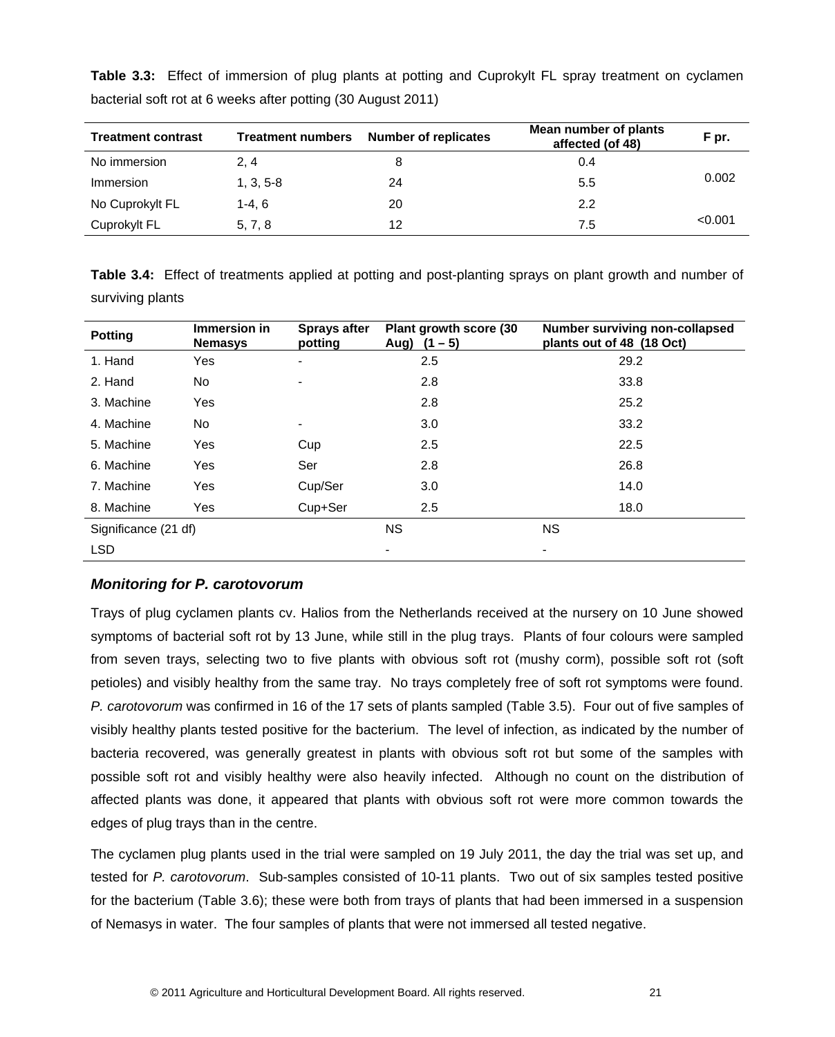**Table 3.3:** Effect of immersion of plug plants at potting and Cuprokylt FL spray treatment on cyclamen bacterial soft rot at 6 weeks after potting (30 August 2011)

| Treatment contrast | Treatment numbers | Number of replicates | Mean number of plants affected (of 48) | F pr. |
|---|---|---|---|---|
| No immersion | 2, 4 | 8 | 0.4 | 0.002 |
| Immersion | 1, 3, 5-8 | 24 | 5.5 | |
| No Cuprokylt FL | 1-4, 6 | 20 | 2.2 | <0.001 |
| Cuprokylt FL | 5, 7, 8 | 12 | 7.5 | |

**Table 3.4:** Effect of treatments applied at potting and post-planting sprays on plant growth and number of surviving plants

| Potting | Immersion in Nemasys | Sprays after potting | Plant growth score (30 Aug) (1 – 5) | Number surviving non-collapsed plants out of 48 (18 Oct) |
|---|---|---|---|---|
| 1. Hand | Yes | - | 2.5 | 29.2 |
| 2. Hand | No | - | 2.8 | 33.8 |
| 3. Machine | Yes | | 2.8 | 25.2 |
| 4. Machine | No | - | 3.0 | 33.2 |
| 5. Machine | Yes | Cup | 2.5 | 22.5 |
| 6. Machine | Yes | Ser | 2.8 | 26.8 |
| 7. Machine | Yes | Cup/Ser | 3.0 | 14.0 |
| 8. Machine | Yes | Cup+Ser | 2.5 | 18.0 |
| Significance (21 df) | | | NS | NS |
| LSD | | | - | - |

### *Monitoring for P. carotovorum*

Trays of plug cyclamen plants cv. Halios from the Netherlands received at the nursery on 10 June showed symptoms of bacterial soft rot by 13 June, while still in the plug trays. Plants of four colours were sampled from seven trays, selecting two to five plants with obvious soft rot (mushy corm), possible soft rot (soft petioles) and visibly healthy from the same tray. No trays completely free of soft rot symptoms were found. *P. carotovorum* was confirmed in 16 of the 17 sets of plants sampled (Table 3.5). Four out of five samples of visibly healthy plants tested positive for the bacterium. The level of infection, as indicated by the number of bacteria recovered, was generally greatest in plants with obvious soft rot but some of the samples with possible soft rot and visibly healthy were also heavily infected. Although no count on the distribution of affected plants was done, it appeared that plants with obvious soft rot were more common towards the edges of plug trays than in the centre.

The cyclamen plug plants used in the trial were sampled on 19 July 2011, the day the trial was set up, and tested for *P. carotovorum*. Sub-samples consisted of 10-11 plants. Two out of six samples tested positive for the bacterium (Table 3.6); these were both from trays of plants that had been immersed in a suspension of Nemasys in water. The four samples of plants that were not immersed all tested negative.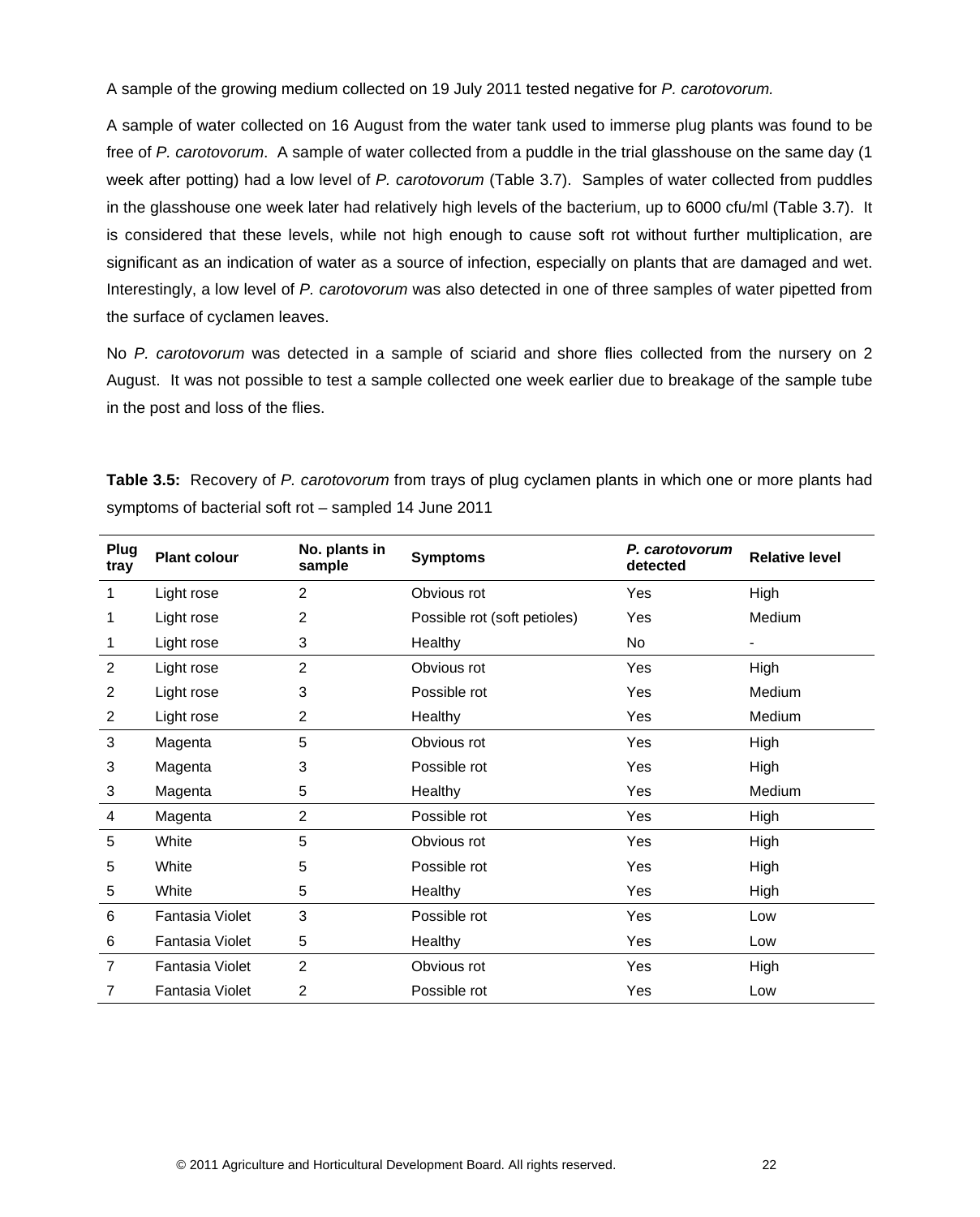A sample of the growing medium collected on 19 July 2011 tested negative for *P. carotovorum.*

A sample of water collected on 16 August from the water tank used to immerse plug plants was found to be free of *P. carotovorum*. A sample of water collected from a puddle in the trial glasshouse on the same day (1 week after potting) had a low level of *P. carotovorum* (Table 3.7). Samples of water collected from puddles in the glasshouse one week later had relatively high levels of the bacterium, up to 6000 cfu/ml (Table 3.7). It is considered that these levels, while not high enough to cause soft rot without further multiplication, are significant as an indication of water as a source of infection, especially on plants that are damaged and wet. Interestingly, a low level of *P. carotovorum* was also detected in one of three samples of water pipetted from the surface of cyclamen leaves.

No *P. carotovorum* was detected in a sample of sciarid and shore flies collected from the nursery on 2 August. It was not possible to test a sample collected one week earlier due to breakage of the sample tube in the post and loss of the flies.

**Table 3.5:** Recovery of *P. carotovorum* from trays of plug cyclamen plants in which one or more plants had symptoms of bacterial soft rot – sampled 14 June 2011

| Plug tray | Plant colour | No. plants in sample | Symptoms | *P. carotovorum* detected | Relative level |
|---|---|---|---|---|---|
| 1 | Light rose | 2 | Obvious rot | Yes | High |
| 1 | Light rose | 2 | Possible rot (soft petioles) | Yes | Medium |
| 1 | Light rose | 3 | Healthy | No | - |
| 2 | Light rose | 2 | Obvious rot | Yes | High |
| 2 | Light rose | 3 | Possible rot | Yes | Medium |
| 2 | Light rose | 2 | Healthy | Yes | Medium |
| 3 | Magenta | 5 | Obvious rot | Yes | High |
| 3 | Magenta | 3 | Possible rot | Yes | High |
| 3 | Magenta | 5 | Healthy | Yes | Medium |
| 4 | Magenta | 2 | Possible rot | Yes | High |
| 5 | White | 5 | Obvious rot | Yes | High |
| 5 | White | 5 | Possible rot | Yes | High |
| 5 | White | 5 | Healthy | Yes | High |
| 6 | Fantasia Violet | 3 | Possible rot | Yes | Low |
| 6 | Fantasia Violet | 5 | Healthy | Yes | Low |
| 7 | Fantasia Violet | 2 | Obvious rot | Yes | High |
| 7 | Fantasia Violet | 2 | Possible rot | Yes | Low |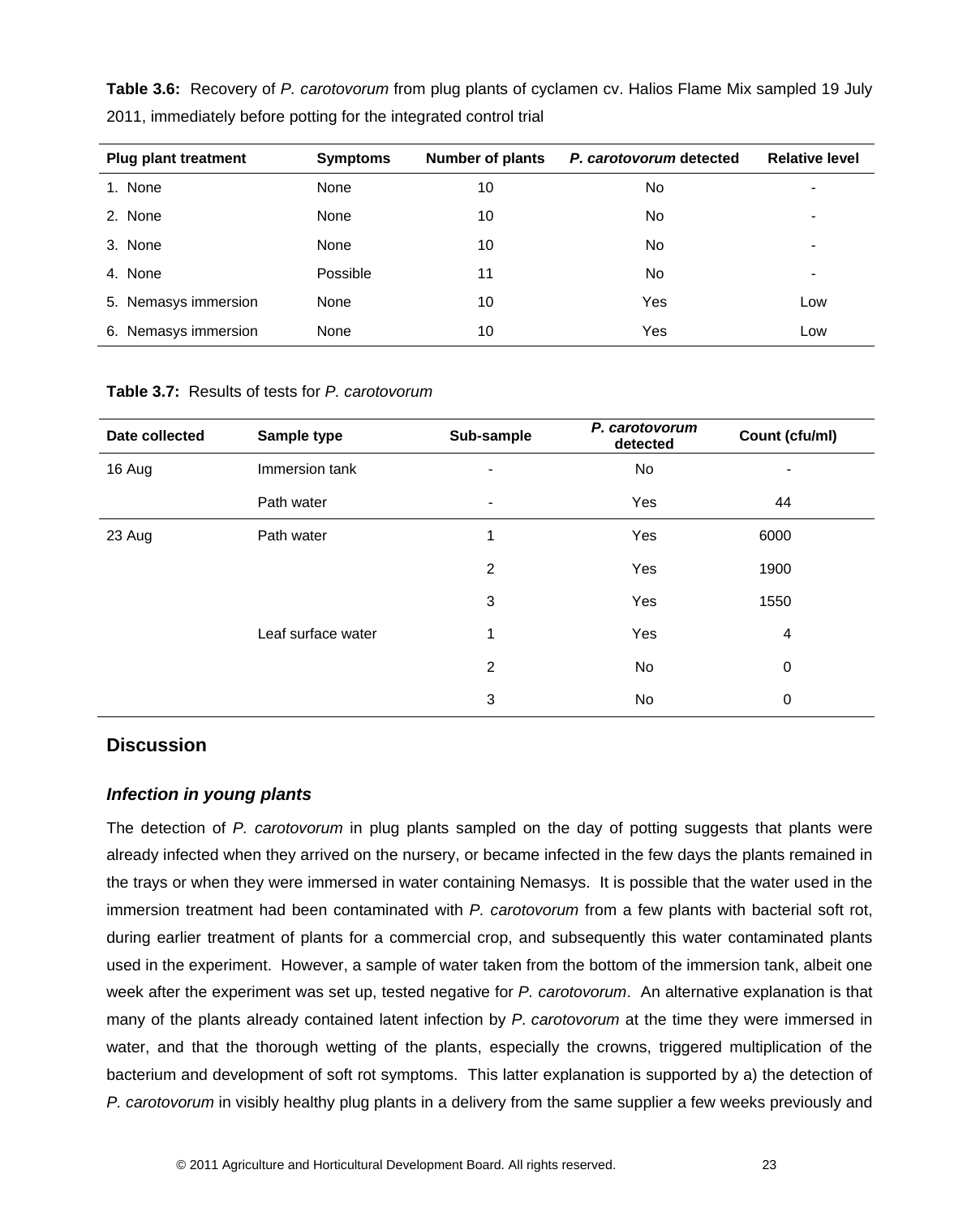**Table 3.6:** Recovery of *P. carotovorum* from plug plants of cyclamen cv. Halios Flame Mix sampled 19 July 2011, immediately before potting for the integrated control trial

| Plug plant treatment | Symptoms | Number of plants | *P. carotovorum* detected | Relative level |
|---|---|---|---|---|
| 1. None | None | 10 | No | - |
| 2. None | None | 10 | No | - |
| 3. None | None | 10 | No | - |
| 4. None | Possible | 11 | No | - |
| 5. Nemasys immersion | None | 10 | Yes | Low |
| 6. Nemasys immersion | None | 10 | Yes | Low |

**Table 3.7:** Results of tests for *P. carotovorum*

| Date collected | Sample type | Sub-sample | *P. carotovorum* detected | Count (cfu/ml) |
|---|---|---|---|---|
| 16 Aug | Immersion tank | - | No | - |
| | Path water | - | Yes | 44 |
| 23 Aug | Path water | 1 | Yes | 6000 |
| | | 2 | Yes | 1900 |
| | | 3 | Yes | 1550 |
| | Leaf surface water | 1 | Yes | 4 |
| | | 2 | No | 0 |
| | | 3 | No | 0 |

## Discussion

### *Infection in young plants*

The detection of *P. carotovorum* in plug plants sampled on the day of potting suggests that plants were already infected when they arrived on the nursery, or became infected in the few days the plants remained in the trays or when they were immersed in water containing Nemasys. It is possible that the water used in the immersion treatment had been contaminated with *P. carotovorum* from a few plants with bacterial soft rot, during earlier treatment of plants for a commercial crop, and subsequently this water contaminated plants used in the experiment. However, a sample of water taken from the bottom of the immersion tank, albeit one week after the experiment was set up, tested negative for *P. carotovorum*. An alternative explanation is that many of the plants already contained latent infection by *P. carotovorum* at the time they were immersed in water, and that the thorough wetting of the plants, especially the crowns, triggered multiplication of the bacterium and development of soft rot symptoms. This latter explanation is supported by a) the detection of *P. carotovorum* in visibly healthy plug plants in a delivery from the same supplier a few weeks previously and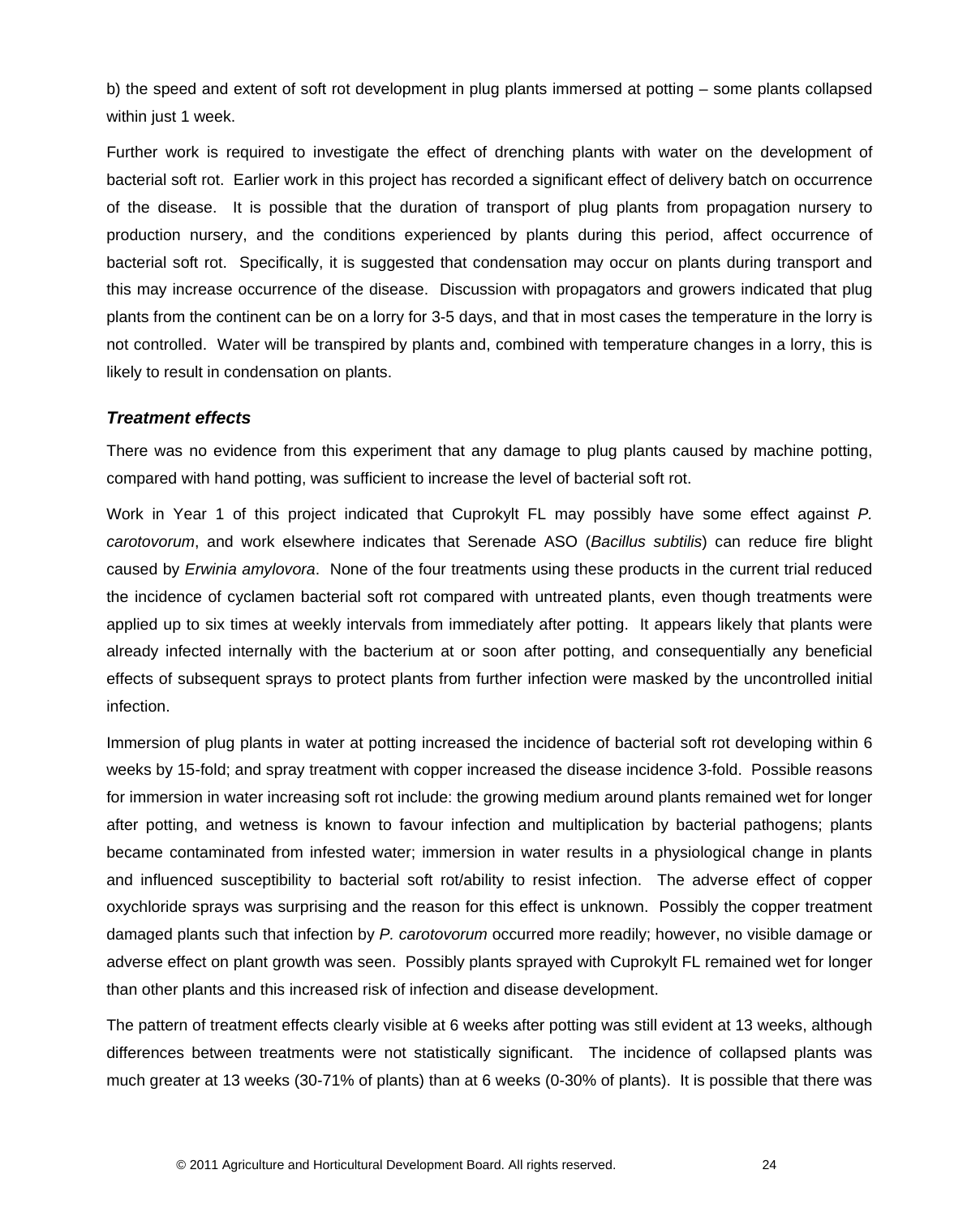b) the speed and extent of soft rot development in plug plants immersed at potting – some plants collapsed within just 1 week.

Further work is required to investigate the effect of drenching plants with water on the development of bacterial soft rot. Earlier work in this project has recorded a significant effect of delivery batch on occurrence of the disease. It is possible that the duration of transport of plug plants from propagation nursery to production nursery, and the conditions experienced by plants during this period, affect occurrence of bacterial soft rot. Specifically, it is suggested that condensation may occur on plants during transport and this may increase occurrence of the disease. Discussion with propagators and growers indicated that plug plants from the continent can be on a lorry for 3-5 days, and that in most cases the temperature in the lorry is not controlled. Water will be transpired by plants and, combined with temperature changes in a lorry, this is likely to result in condensation on plants.

### ***Treatment effects***

There was no evidence from this experiment that any damage to plug plants caused by machine potting, compared with hand potting, was sufficient to increase the level of bacterial soft rot.

Work in Year 1 of this project indicated that Cuprokylt FL may possibly have some effect against *P. carotovorum*, and work elsewhere indicates that Serenade ASO (*Bacillus subtilis*) can reduce fire blight caused by *Erwinia amylovora*. None of the four treatments using these products in the current trial reduced the incidence of cyclamen bacterial soft rot compared with untreated plants, even though treatments were applied up to six times at weekly intervals from immediately after potting. It appears likely that plants were already infected internally with the bacterium at or soon after potting, and consequentially any beneficial effects of subsequent sprays to protect plants from further infection were masked by the uncontrolled initial infection.

Immersion of plug plants in water at potting increased the incidence of bacterial soft rot developing within 6 weeks by 15-fold; and spray treatment with copper increased the disease incidence 3-fold. Possible reasons for immersion in water increasing soft rot include: the growing medium around plants remained wet for longer after potting, and wetness is known to favour infection and multiplication by bacterial pathogens; plants became contaminated from infested water; immersion in water results in a physiological change in plants and influenced susceptibility to bacterial soft rot/ability to resist infection. The adverse effect of copper oxychloride sprays was surprising and the reason for this effect is unknown. Possibly the copper treatment damaged plants such that infection by *P. carotovorum* occurred more readily; however, no visible damage or adverse effect on plant growth was seen. Possibly plants sprayed with Cuprokylt FL remained wet for longer than other plants and this increased risk of infection and disease development.

The pattern of treatment effects clearly visible at 6 weeks after potting was still evident at 13 weeks, although differences between treatments were not statistically significant. The incidence of collapsed plants was much greater at 13 weeks (30-71% of plants) than at 6 weeks (0-30% of plants). It is possible that there was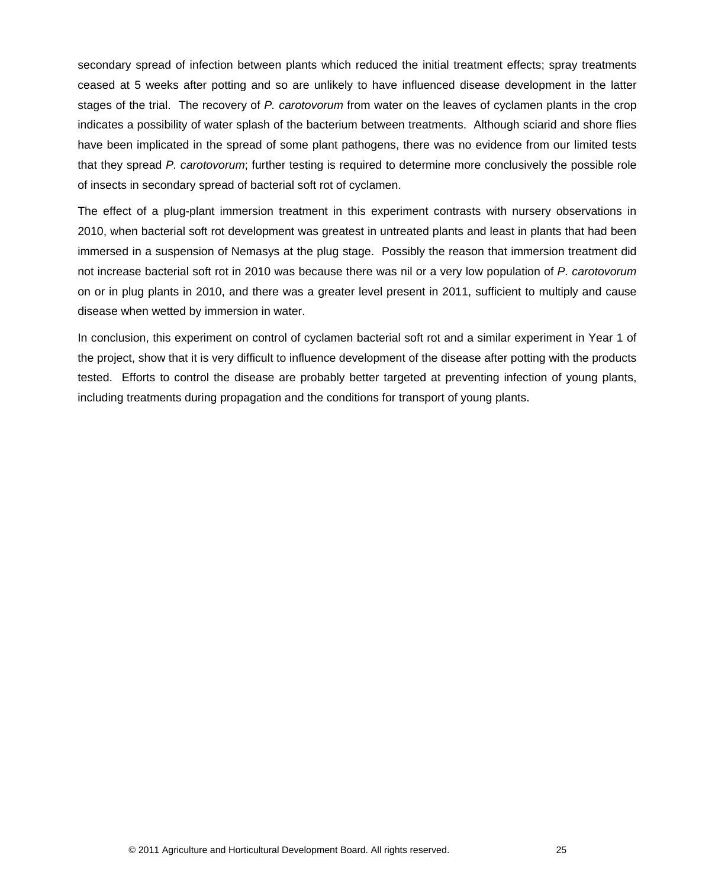secondary spread of infection between plants which reduced the initial treatment effects; spray treatments ceased at 5 weeks after potting and so are unlikely to have influenced disease development in the latter stages of the trial. The recovery of *P. carotovorum* from water on the leaves of cyclamen plants in the crop indicates a possibility of water splash of the bacterium between treatments. Although sciarid and shore flies have been implicated in the spread of some plant pathogens, there was no evidence from our limited tests that they spread *P. carotovorum*; further testing is required to determine more conclusively the possible role of insects in secondary spread of bacterial soft rot of cyclamen.

The effect of a plug-plant immersion treatment in this experiment contrasts with nursery observations in 2010, when bacterial soft rot development was greatest in untreated plants and least in plants that had been immersed in a suspension of Nemasys at the plug stage. Possibly the reason that immersion treatment did not increase bacterial soft rot in 2010 was because there was nil or a very low population of *P. carotovorum* on or in plug plants in 2010, and there was a greater level present in 2011, sufficient to multiply and cause disease when wetted by immersion in water.

In conclusion, this experiment on control of cyclamen bacterial soft rot and a similar experiment in Year 1 of the project, show that it is very difficult to influence development of the disease after potting with the products tested. Efforts to control the disease are probably better targeted at preventing infection of young plants, including treatments during propagation and the conditions for transport of young plants.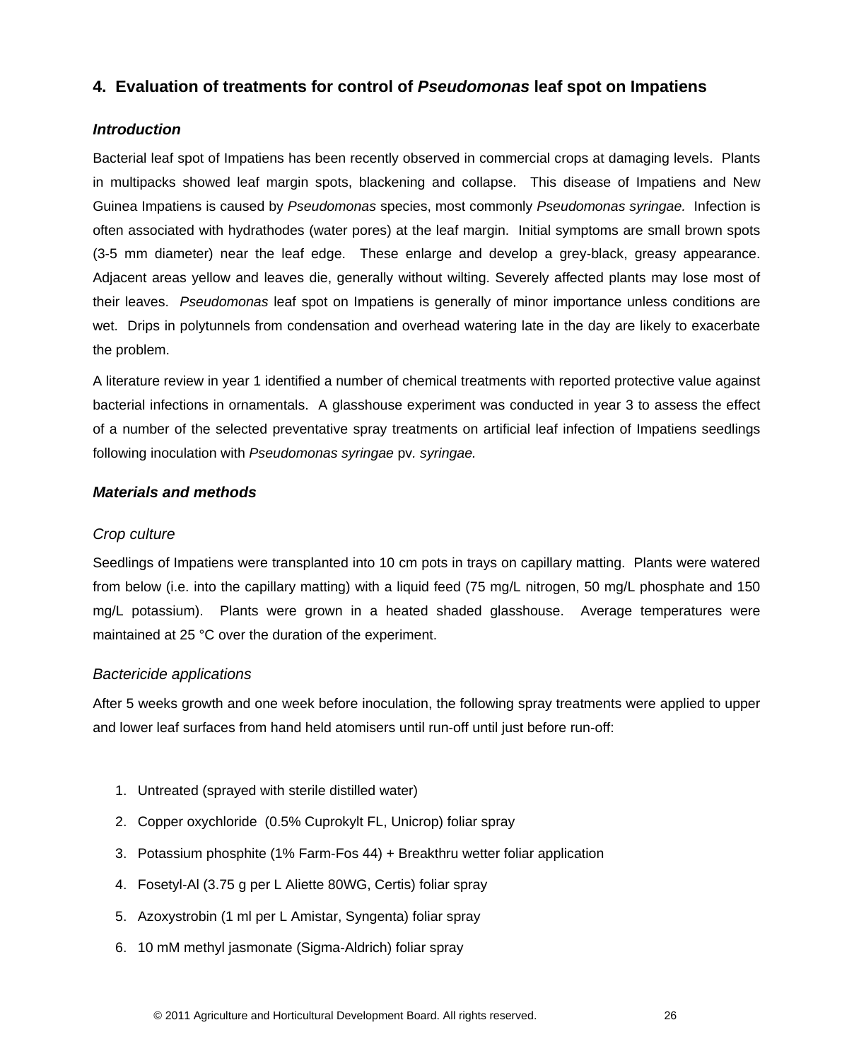## 4. Evaluation of treatments for control of *Pseudomonas* leaf spot on Impatiens

### *Introduction*

Bacterial leaf spot of Impatiens has been recently observed in commercial crops at damaging levels. Plants in multipacks showed leaf margin spots, blackening and collapse. This disease of Impatiens and New Guinea Impatiens is caused by *Pseudomonas* species, most commonly *Pseudomonas syringae.* Infection is often associated with hydrathodes (water pores) at the leaf margin. Initial symptoms are small brown spots (3-5 mm diameter) near the leaf edge. These enlarge and develop a grey-black, greasy appearance. Adjacent areas yellow and leaves die, generally without wilting. Severely affected plants may lose most of their leaves. *Pseudomonas* leaf spot on Impatiens is generally of minor importance unless conditions are wet. Drips in polytunnels from condensation and overhead watering late in the day are likely to exacerbate the problem.

A literature review in year 1 identified a number of chemical treatments with reported protective value against bacterial infections in ornamentals. A glasshouse experiment was conducted in year 3 to assess the effect of a number of the selected preventative spray treatments on artificial leaf infection of Impatiens seedlings following inoculation with *Pseudomonas syringae* pv. *syringae.*

### *Materials and methods*

#### *Crop culture*

Seedlings of Impatiens were transplanted into 10 cm pots in trays on capillary matting. Plants were watered from below (i.e. into the capillary matting) with a liquid feed (75 mg/L nitrogen, 50 mg/L phosphate and 150 mg/L potassium). Plants were grown in a heated shaded glasshouse. Average temperatures were maintained at 25 °C over the duration of the experiment.

#### *Bactericide applications*

After 5 weeks growth and one week before inoculation, the following spray treatments were applied to upper and lower leaf surfaces from hand held atomisers until run-off until just before run-off:

1. Untreated (sprayed with sterile distilled water)
2. Copper oxychloride (0.5% Cuprokylt FL, Unicrop) foliar spray
3. Potassium phosphite (1% Farm-Fos 44) + Breakthru wetter foliar application
4. Fosetyl-Al (3.75 g per L Aliette 80WG, Certis) foliar spray
5. Azoxystrobin (1 ml per L Amistar, Syngenta) foliar spray
6. 10 mM methyl jasmonate (Sigma-Aldrich) foliar spray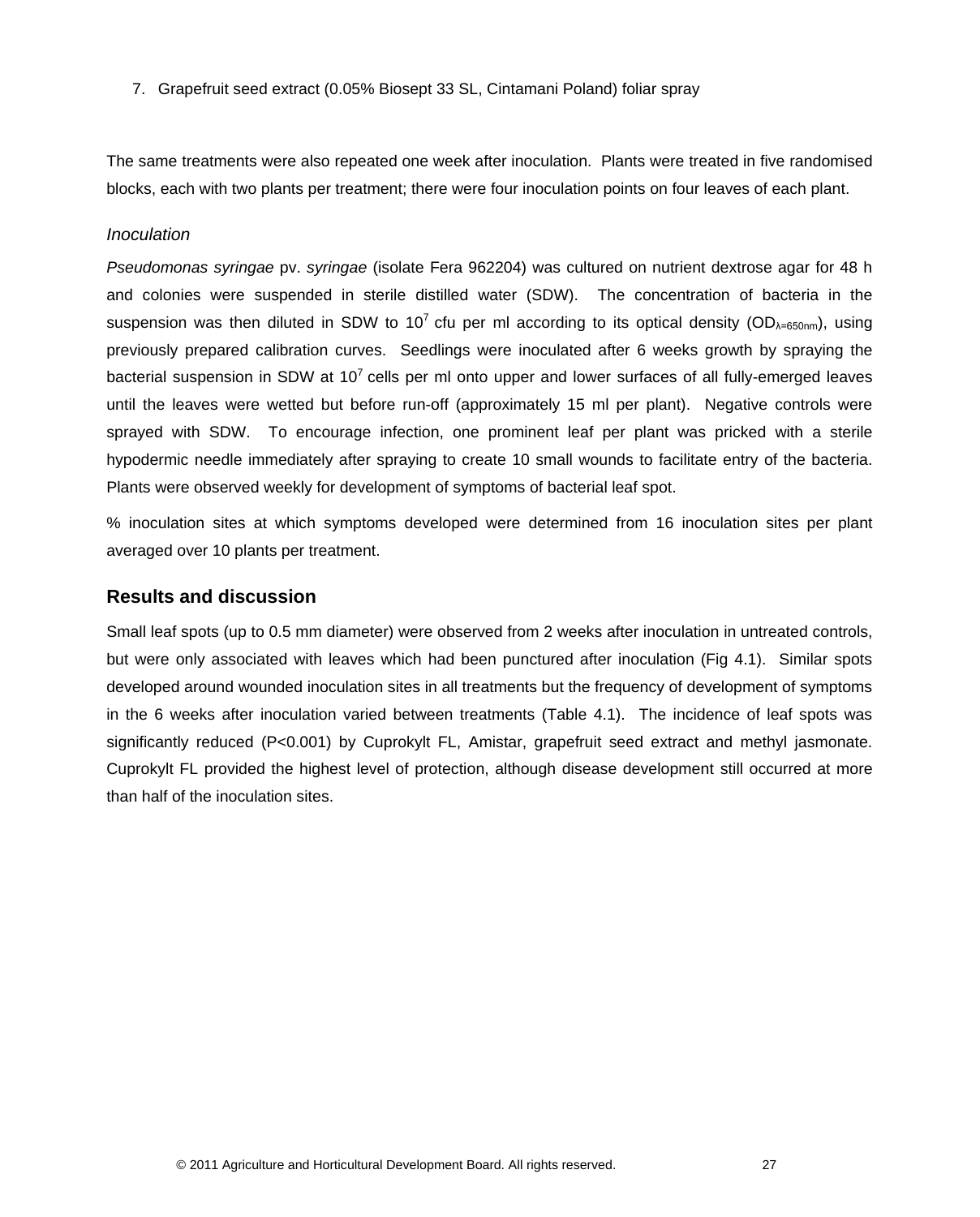7. Grapefruit seed extract (0.05% Biosept 33 SL, Cintamani Poland) foliar spray

The same treatments were also repeated one week after inoculation. Plants were treated in five randomised blocks, each with two plants per treatment; there were four inoculation points on four leaves of each plant.

### *Inoculation*

*Pseudomonas syringae* pv. *syringae* (isolate Fera 962204) was cultured on nutrient dextrose agar for 48 h and colonies were suspended in sterile distilled water (SDW). The concentration of bacteria in the suspension was then diluted in SDW to $10^7$ cfu per ml according to its optical density ($OD_{\lambda=650nm}$), using previously prepared calibration curves. Seedlings were inoculated after 6 weeks growth by spraying the bacterial suspension in SDW at $10^7$ cells per ml onto upper and lower surfaces of all fully-emerged leaves until the leaves were wetted but before run-off (approximately 15 ml per plant). Negative controls were sprayed with SDW. To encourage infection, one prominent leaf per plant was pricked with a sterile hypodermic needle immediately after spraying to create 10 small wounds to facilitate entry of the bacteria. Plants were observed weekly for development of symptoms of bacterial leaf spot.

% inoculation sites at which symptoms developed were determined from 16 inoculation sites per plant averaged over 10 plants per treatment.

## Results and discussion

Small leaf spots (up to 0.5 mm diameter) were observed from 2 weeks after inoculation in untreated controls, but were only associated with leaves which had been punctured after inoculation (Fig 4.1). Similar spots developed around wounded inoculation sites in all treatments but the frequency of development of symptoms in the 6 weeks after inoculation varied between treatments (Table 4.1). The incidence of leaf spots was significantly reduced ($P<0.001$) by Cuprokylt FL, Amistar, grapefruit seed extract and methyl jasmonate. Cuprokylt FL provided the highest level of protection, although disease development still occurred at more than half of the inoculation sites.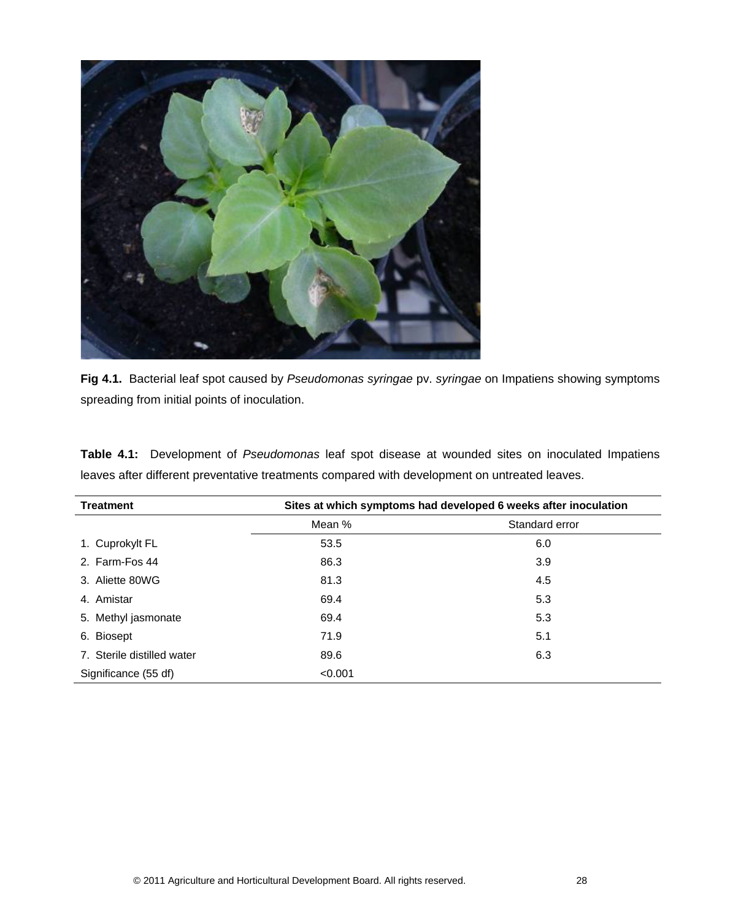**Fig 4.1.** Bacterial leaf spot caused by *Pseudomonas syringae* pv. *syringae* on Impatiens showing symptoms spreading from initial points of inoculation.

**Table 4.1:** Development of *Pseudomonas* leaf spot disease at wounded sites on inoculated Impatiens leaves after different preventative treatments compared with development on untreated leaves.

| Treatment | Sites at which symptoms had developed 6 weeks after inoculation | |
|---|---|---|
| | Mean % | Standard error |
| 1. Cuprokylt FL | 53.5 | 6.0 |
| 2. Farm-Fos 44 | 86.3 | 3.9 |
| 3. Aliette 80WG | 81.3 | 4.5 |
| 4. Amistar | 69.4 | 5.3 |
| 5. Methyl jasmonate | 69.4 | 5.3 |
| 6. Biosept | 71.9 | 5.1 |
| 7. Sterile distilled water | 89.6 | 6.3 |
| Significance (55 df) | <0.001 | |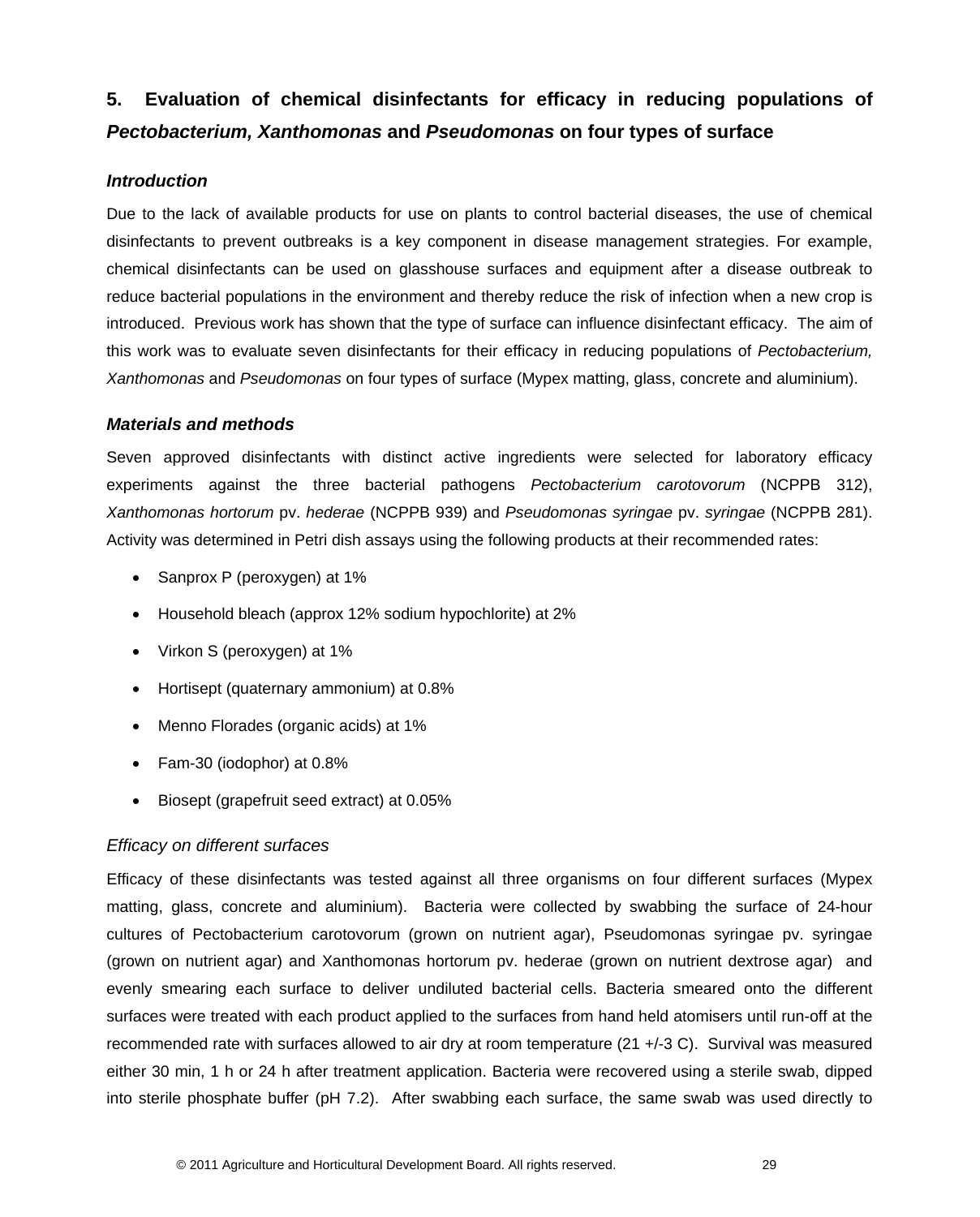## 5. Evaluation of chemical disinfectants for efficacy in reducing populations of *Pectobacterium, Xanthomonas* and *Pseudomonas* on four types of surface

### *Introduction*

Due to the lack of available products for use on plants to control bacterial diseases, the use of chemical disinfectants to prevent outbreaks is a key component in disease management strategies. For example, chemical disinfectants can be used on glasshouse surfaces and equipment after a disease outbreak to reduce bacterial populations in the environment and thereby reduce the risk of infection when a new crop is introduced. Previous work has shown that the type of surface can influence disinfectant efficacy. The aim of this work was to evaluate seven disinfectants for their efficacy in reducing populations of *Pectobacterium, Xanthomonas* and *Pseudomonas* on four types of surface (Mypex matting, glass, concrete and aluminium).

### *Materials and methods*

Seven approved disinfectants with distinct active ingredients were selected for laboratory efficacy experiments against the three bacterial pathogens *Pectobacterium carotovorum* (NCPPB 312), *Xanthomonas hortorum* pv. *hederae* (NCPPB 939) and *Pseudomonas syringae* pv. *syringae* (NCPPB 281). Activity was determined in Petri dish assays using the following products at their recommended rates:

- Sanprox P (peroxygen) at 1%
- Household bleach (approx 12% sodium hypochlorite) at 2%
- Virkon S (peroxygen) at 1%
- Hortisept (quaternary ammonium) at 0.8%
- Menno Florades (organic acids) at 1%
- Fam-30 (iodophor) at 0.8%
- Biosept (grapefruit seed extract) at 0.05%

#### *Efficacy on different surfaces*

Efficacy of these disinfectants was tested against all three organisms on four different surfaces (Mypex matting, glass, concrete and aluminium). Bacteria were collected by swabbing the surface of 24-hour cultures of Pectobacterium carotovorum (grown on nutrient agar), Pseudomonas syringae pv. syringae (grown on nutrient agar) and Xanthomonas hortorum pv. hederae (grown on nutrient dextrose agar) and evenly smearing each surface to deliver undiluted bacterial cells. Bacteria smeared onto the different surfaces were treated with each product applied to the surfaces from hand held atomisers until run-off at the recommended rate with surfaces allowed to air dry at room temperature (21 +/-3 C). Survival was measured either 30 min, 1 h or 24 h after treatment application. Bacteria were recovered using a sterile swab, dipped into sterile phosphate buffer (pH 7.2). After swabbing each surface, the same swab was used directly to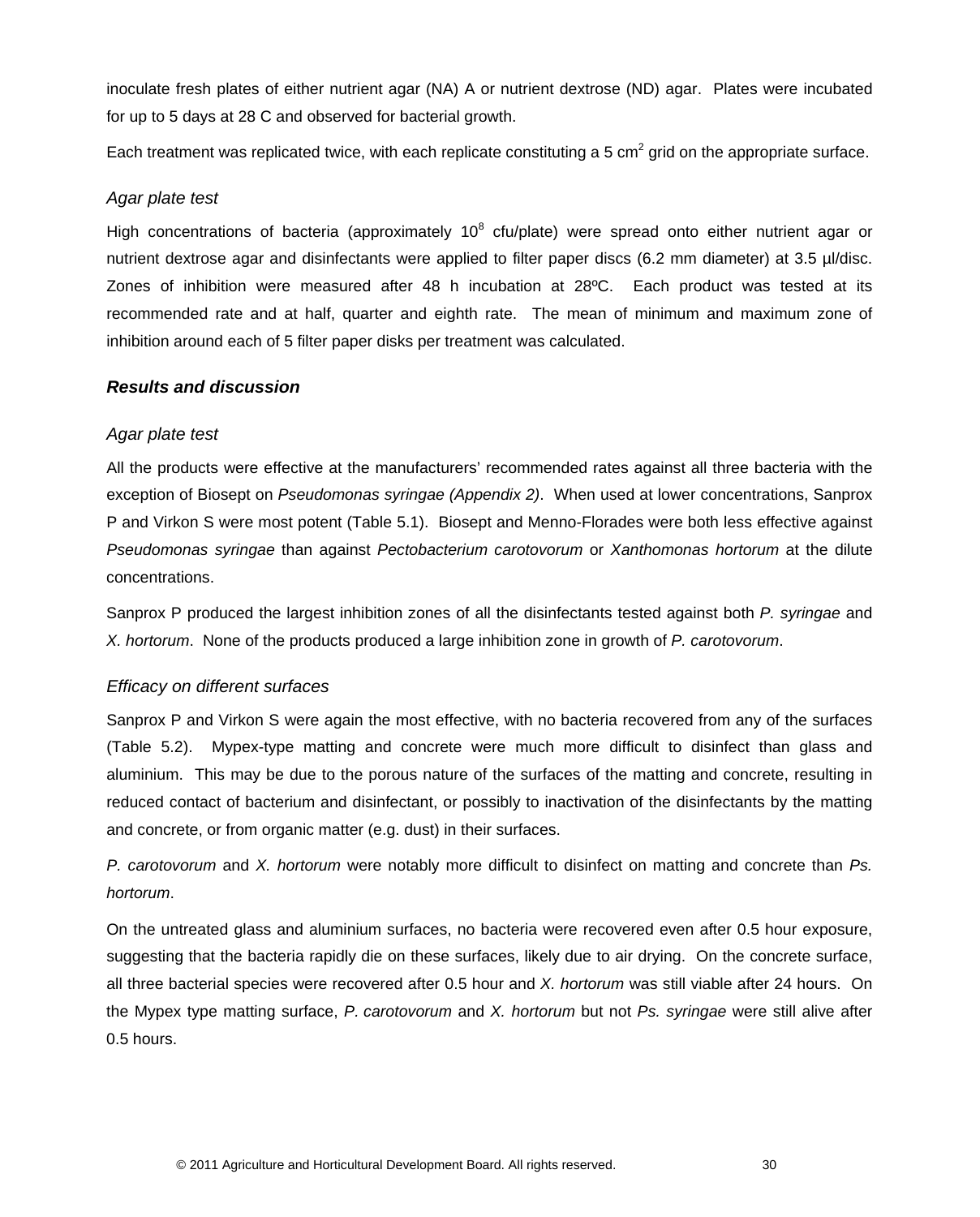inoculate fresh plates of either nutrient agar (NA) A or nutrient dextrose (ND) agar. Plates were incubated for up to 5 days at 28 C and observed for bacterial growth.

Each treatment was replicated twice, with each replicate constituting a 5 $cm^2$ grid on the appropriate surface.

### *Agar plate test*

High concentrations of bacteria (approximately $10^8$ cfu/plate) were spread onto either nutrient agar or nutrient dextrose agar and disinfectants were applied to filter paper discs (6.2 mm diameter) at 3.5 µl/disc. Zones of inhibition were measured after 48 h incubation at 28ºC. Each product was tested at its recommended rate and at half, quarter and eighth rate. The mean of minimum and maximum zone of inhibition around each of 5 filter paper disks per treatment was calculated.

## ***Results and discussion***

### *Agar plate test*

All the products were effective at the manufacturers' recommended rates against all three bacteria with the exception of Biosept on *Pseudomonas syringae (Appendix 2)*. When used at lower concentrations, Sanprox P and Virkon S were most potent (Table 5.1). Biosept and Menno-Florades were both less effective against *Pseudomonas syringae* than against *Pectobacterium carotovorum* or *Xanthomonas hortorum* at the dilute concentrations.

Sanprox P produced the largest inhibition zones of all the disinfectants tested against both *P. syringae* and *X. hortorum*. None of the products produced a large inhibition zone in growth of *P. carotovorum*.

### *Efficacy on different surfaces*

Sanprox P and Virkon S were again the most effective, with no bacteria recovered from any of the surfaces (Table 5.2). Mypex-type matting and concrete were much more difficult to disinfect than glass and aluminium. This may be due to the porous nature of the surfaces of the matting and concrete, resulting in reduced contact of bacterium and disinfectant, or possibly to inactivation of the disinfectants by the matting and concrete, or from organic matter (e.g. dust) in their surfaces.

*P. carotovorum* and *X. hortorum* were notably more difficult to disinfect on matting and concrete than *Ps. hortorum*.

On the untreated glass and aluminium surfaces, no bacteria were recovered even after 0.5 hour exposure, suggesting that the bacteria rapidly die on these surfaces, likely due to air drying. On the concrete surface, all three bacterial species were recovered after 0.5 hour and *X. hortorum* was still viable after 24 hours. On the Mypex type matting surface, *P. carotovorum* and *X. hortorum* but not *Ps. syringae* were still alive after 0.5 hours.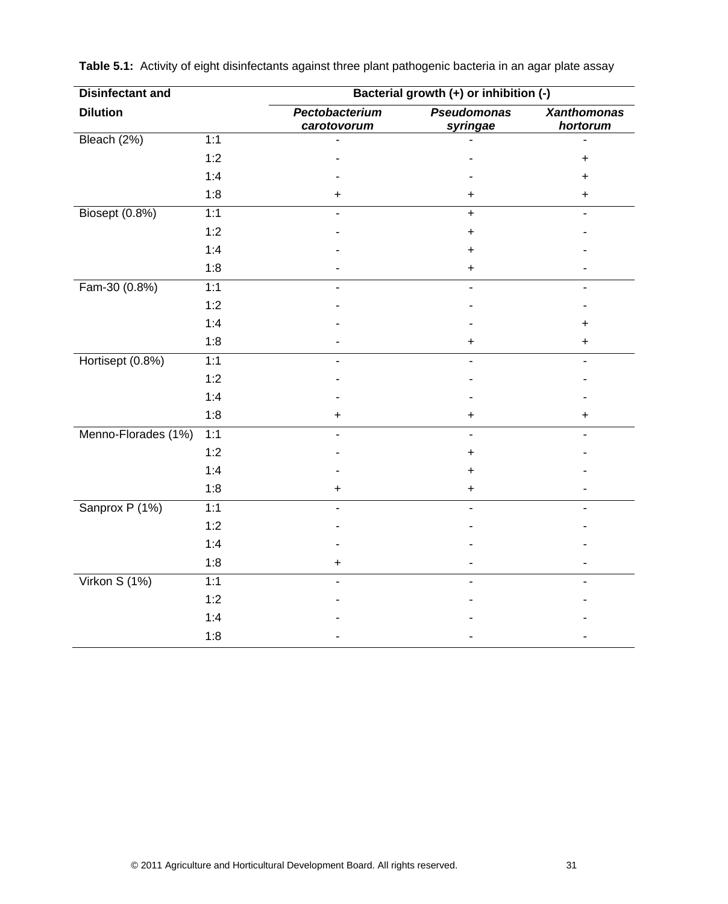**Table 5.1:** Activity of eight disinfectants against three plant pathogenic bacteria in an agar plate assay

| Disinfectant and Dilution | | Bacterial growth (+) or inhibition (-) | | |
|---|---|---|---|---|
| | | *Pectobacterium carotovorum* | *Pseudomonas syringae* | *Xanthomonas hortorum* |
| Bleach (2%) | 1:1 | - | - | - |
| | 1:2 | - | - | + |
| | 1:4 | - | - | + |
| | 1:8 | + | + | + |
| Biosept (0.8%) | 1:1 | - | + | - |
| | 1:2 | - | + | - |
| | 1:4 | - | + | - |
| | 1:8 | - | + | - |
| Fam-30 (0.8%) | 1:1 | - | - | - |
| | 1:2 | - | - | - |
| | 1:4 | - | - | + |
| | 1:8 | - | + | + |
| Hortisept (0.8%) | 1:1 | - | - | - |
| | 1:2 | - | - | - |
| | 1:4 | - | - | - |
| | 1:8 | + | + | + |
| Menno-Florades (1%) | 1:1 | - | - | - |
| | 1:2 | - | + | - |
| | 1:4 | - | + | - |
| | 1:8 | + | + | - |
| Sanprox P (1%) | 1:1 | - | - | - |
| | 1:2 | - | - | - |
| | 1:4 | - | - | - |
| | 1:8 | + | - | - |
| Virkon S (1%) | 1:1 | - | - | - |
| | 1:2 | - | - | - |
| | 1:4 | - | - | - |
| | 1:8 | - | - | - |

© 2011 Agriculture and Horticultural Development Board. All rights reserved.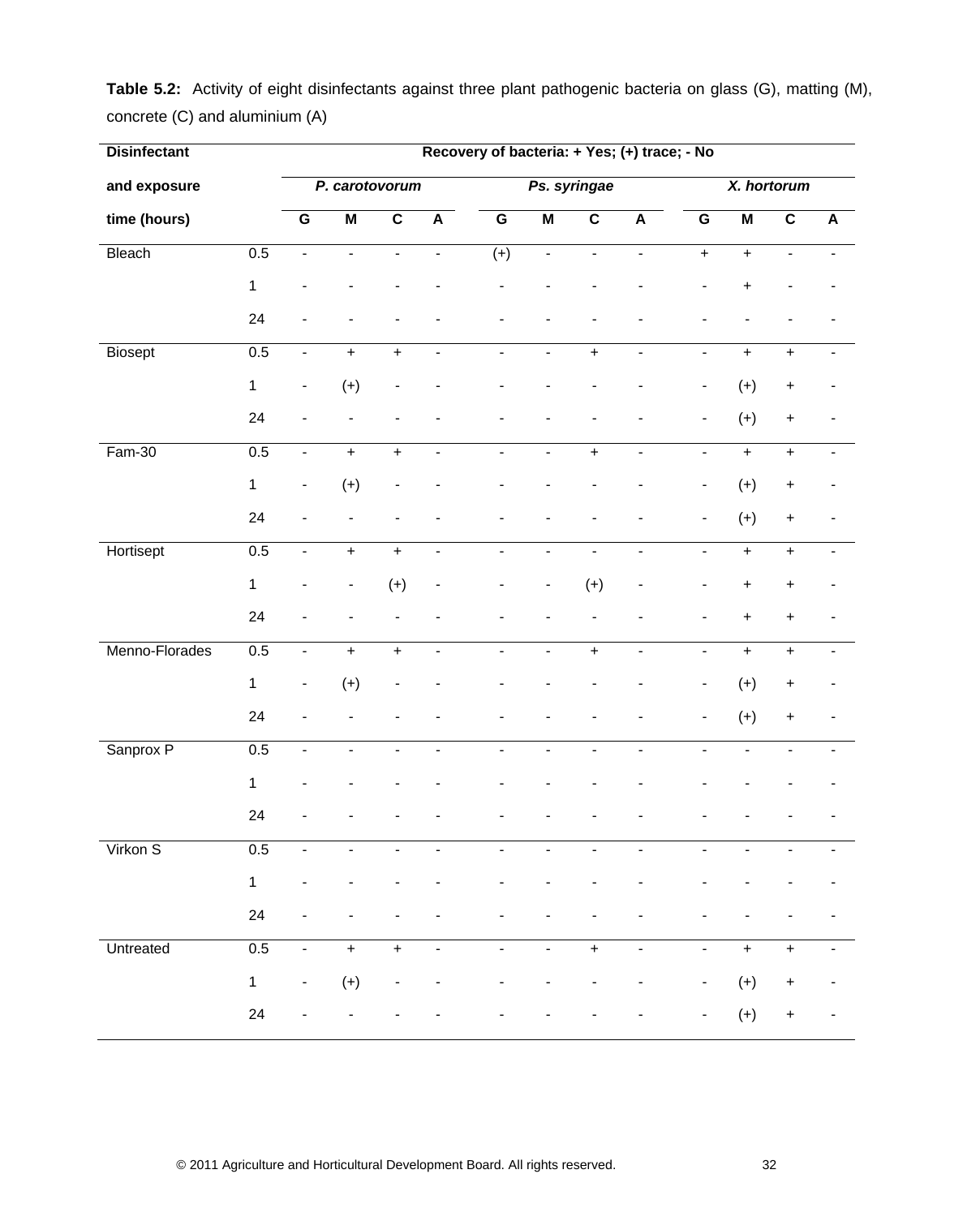**Table 5.2:** Activity of eight disinfectants against three plant pathogenic bacteria on glass (G), matting (M), concrete (C) and aluminium (A)

| Disinfectant and exposure time (hours) | | Recovery of bacteria: + Yes; (+) trace; - No | | | | | | | | | | | |
|---|---|---|---|---|---|---|---|---|---|---|---|---|---|
| | | *P. carotovorum* | | | | *Ps. syringae* | | | | *X. hortorum* | | | |
| | | G | M | C | A | G | M | C | A | G | M | C | A |
| Bleach | 0.5 | - | - | - | - | (+) | - | - | - | + | + | - | - |
| | 1 | - | - | - | - | - | - | - | - | - | + | - | - |
| | 24 | - | - | - | - | - | - | - | - | - | - | - | - |
| Biosept | 0.5 | - | + | + | - | - | - | + | - | - | + | + | - |
| | 1 | - | (+) | - | - | - | - | - | - | - | (+) | + | - |
| | 24 | - | - | - | - | - | - | - | - | - | (+) | + | - |
| Fam-30 | 0.5 | - | + | + | - | - | - | + | - | - | + | + | - |
| | 1 | - | (+) | - | - | - | - | - | - | - | (+) | + | - |
| | 24 | - | - | - | - | - | - | - | - | - | (+) | + | - |
| Hortisept | 0.5 | - | + | + | - | - | - | - | - | - | + | + | - |
| | 1 | - | - | (+) | - | - | - | (+) | - | - | + | + | - |
| | 24 | - | - | - | - | - | - | - | - | - | + | + | - |
| Menno-Florades | 0.5 | - | + | + | - | - | - | + | - | - | + | + | - |
| | 1 | - | (+) | - | - | - | - | - | - | - | (+) | + | - |
| | 24 | - | - | - | - | - | - | - | - | - | (+) | + | - |
| Sanprox P | 0.5 | - | - | - | - | - | - | - | - | - | - | - | - |
| | 1 | - | - | - | - | - | - | - | - | - | - | - | - |
| | 24 | - | - | - | - | - | - | - | - | - | - | - | - |
| Virkon S | 0.5 | - | - | - | - | - | - | - | - | - | - | - | - |
| | 1 | - | - | - | - | - | - | - | - | - | - | - | - |
| | 24 | - | - | - | - | - | - | - | - | - | - | - | - |
| Untreated | 0.5 | - | + | + | - | - | - | + | - | - | + | + | - |
| | 1 | - | (+) | - | - | - | - | - | - | - | (+) | + | - |
| | 24 | - | - | - | - | - | - | - | - | - | (+) | + | - |

© 2011 Agriculture and Horticultural Development Board. All rights reserved.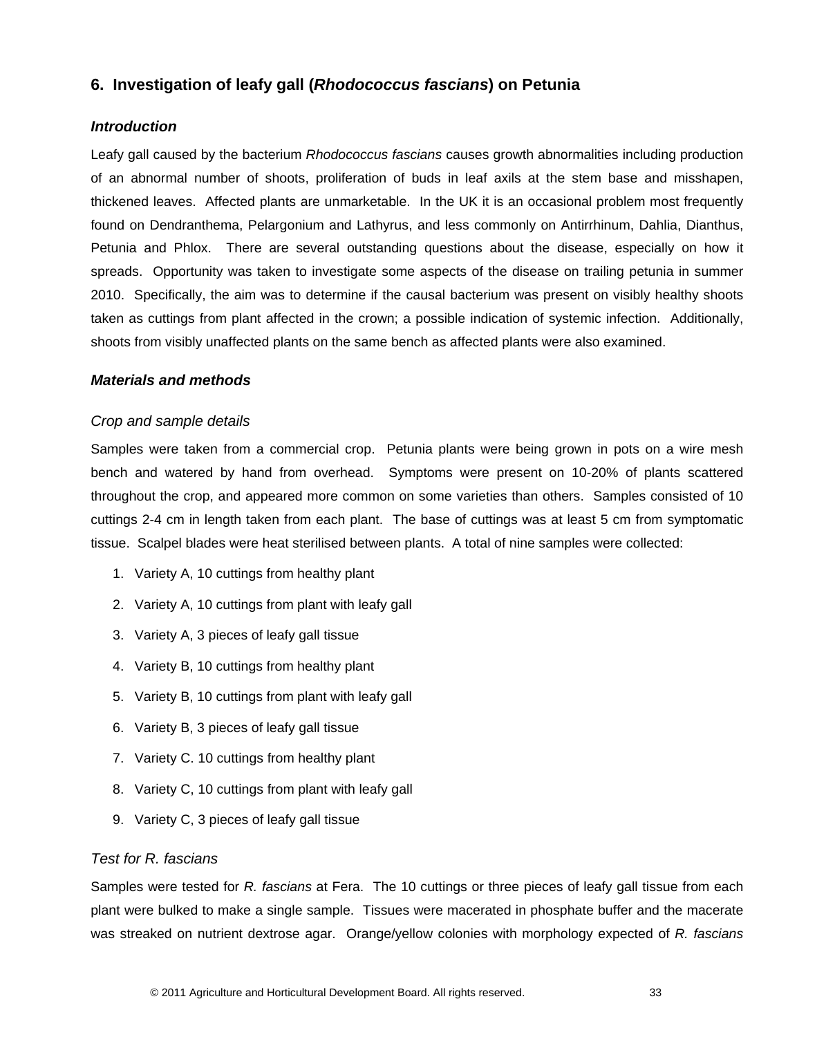## 6. Investigation of leafy gall (*Rhodococcus fascians*) on Petunia

### *Introduction*

Leafy gall caused by the bacterium *Rhodococcus fascians* causes growth abnormalities including production of an abnormal number of shoots, proliferation of buds in leaf axils at the stem base and misshapen, thickened leaves. Affected plants are unmarketable. In the UK it is an occasional problem most frequently found on Dendranthema, Pelargonium and Lathyrus, and less commonly on Antirrhinum, Dahlia, Dianthus, Petunia and Phlox. There are several outstanding questions about the disease, especially on how it spreads. Opportunity was taken to investigate some aspects of the disease on trailing petunia in summer 2010. Specifically, the aim was to determine if the causal bacterium was present on visibly healthy shoots taken as cuttings from plant affected in the crown; a possible indication of systemic infection. Additionally, shoots from visibly unaffected plants on the same bench as affected plants were also examined.

### *Materials and methods*

*Crop and sample details*

Samples were taken from a commercial crop. Petunia plants were being grown in pots on a wire mesh bench and watered by hand from overhead. Symptoms were present on 10-20% of plants scattered throughout the crop, and appeared more common on some varieties than others. Samples consisted of 10 cuttings 2-4 cm in length taken from each plant. The base of cuttings was at least 5 cm from symptomatic tissue. Scalpel blades were heat sterilised between plants. A total of nine samples were collected:

1. Variety A, 10 cuttings from healthy plant
2. Variety A, 10 cuttings from plant with leafy gall
3. Variety A, 3 pieces of leafy gall tissue
4. Variety B, 10 cuttings from healthy plant
5. Variety B, 10 cuttings from plant with leafy gall
6. Variety B, 3 pieces of leafy gall tissue
7. Variety C. 10 cuttings from healthy plant
8. Variety C, 10 cuttings from plant with leafy gall
9. Variety C, 3 pieces of leafy gall tissue

*Test for R. fascians*

Samples were tested for *R. fascians* at Fera. The 10 cuttings or three pieces of leafy gall tissue from each plant were bulked to make a single sample. Tissues were macerated in phosphate buffer and the macerate was streaked on nutrient dextrose agar. Orange/yellow colonies with morphology expected of *R. fascians*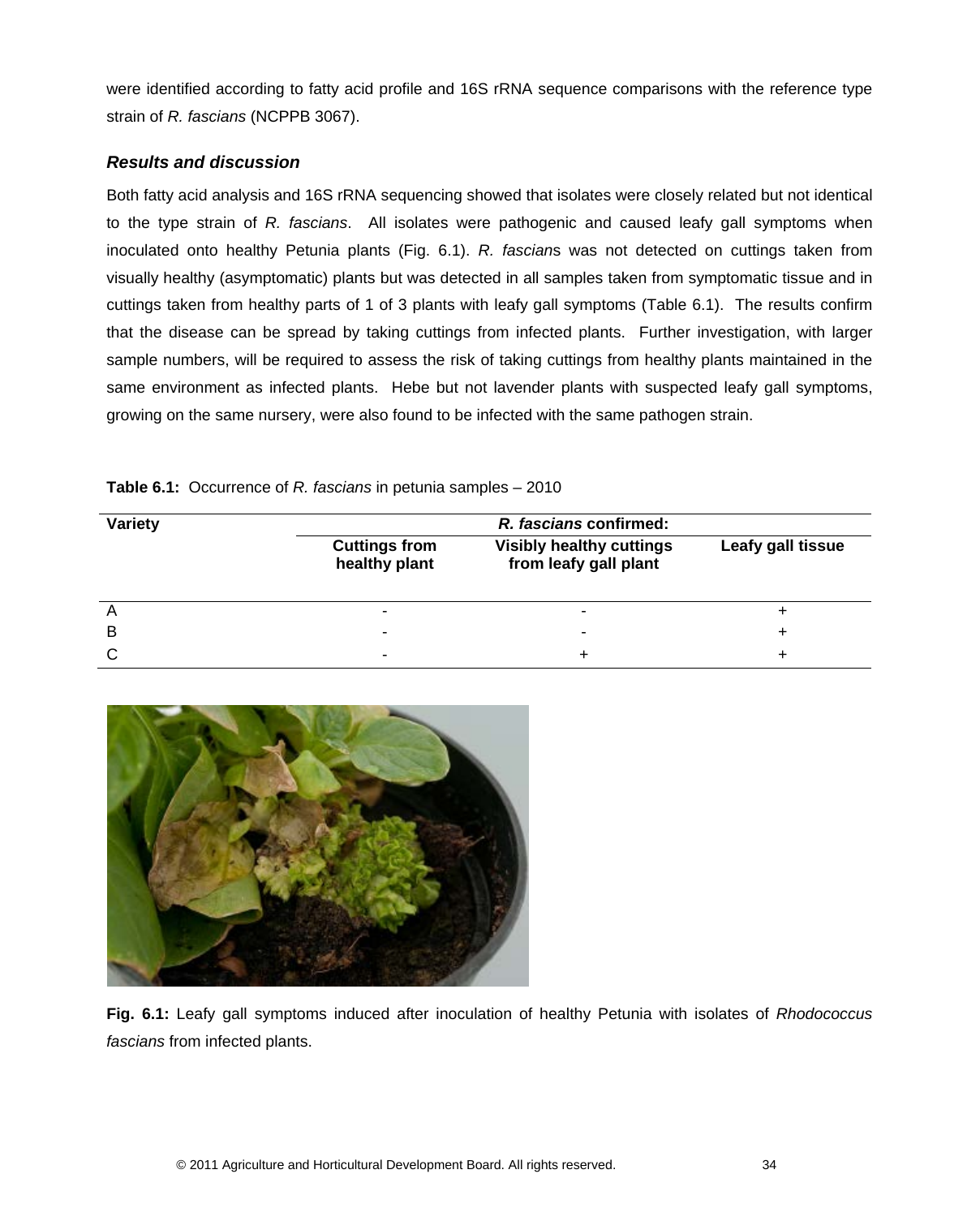were identified according to fatty acid profile and 16S rRNA sequence comparisons with the reference type strain of *R. fascians* (NCPPB 3067).

### *Results and discussion*

Both fatty acid analysis and 16S rRNA sequencing showed that isolates were closely related but not identical to the type strain of *R. fascians*. All isolates were pathogenic and caused leafy gall symptoms when inoculated onto healthy Petunia plants (Fig. 6.1). *R. fascians* was not detected on cuttings taken from visually healthy (asymptomatic) plants but was detected in all samples taken from symptomatic tissue and in cuttings taken from healthy parts of 1 of 3 plants with leafy gall symptoms (Table 6.1). The results confirm that the disease can be spread by taking cuttings from infected plants. Further investigation, with larger sample numbers, will be required to assess the risk of taking cuttings from healthy plants maintained in the same environment as infected plants. Hebe but not lavender plants with suspected leafy gall symptoms, growing on the same nursery, were also found to be infected with the same pathogen strain.

**Table 6.1:** Occurrence of *R. fascians* in petunia samples – 2010

| Variety | *R. fascians* confirmed: | | |
|---|---|---|---|
| | **Cuttings from healthy plant** | **Visibly healthy cuttings from leafy gall plant** | **Leafy gall tissue** |
| A | - | - | + |
| B | - | - | + |
| C | - | + | + |

**Fig. 6.1:** Leafy gall symptoms induced after inoculation of healthy Petunia with isolates of *Rhodococcus fascians* from infected plants.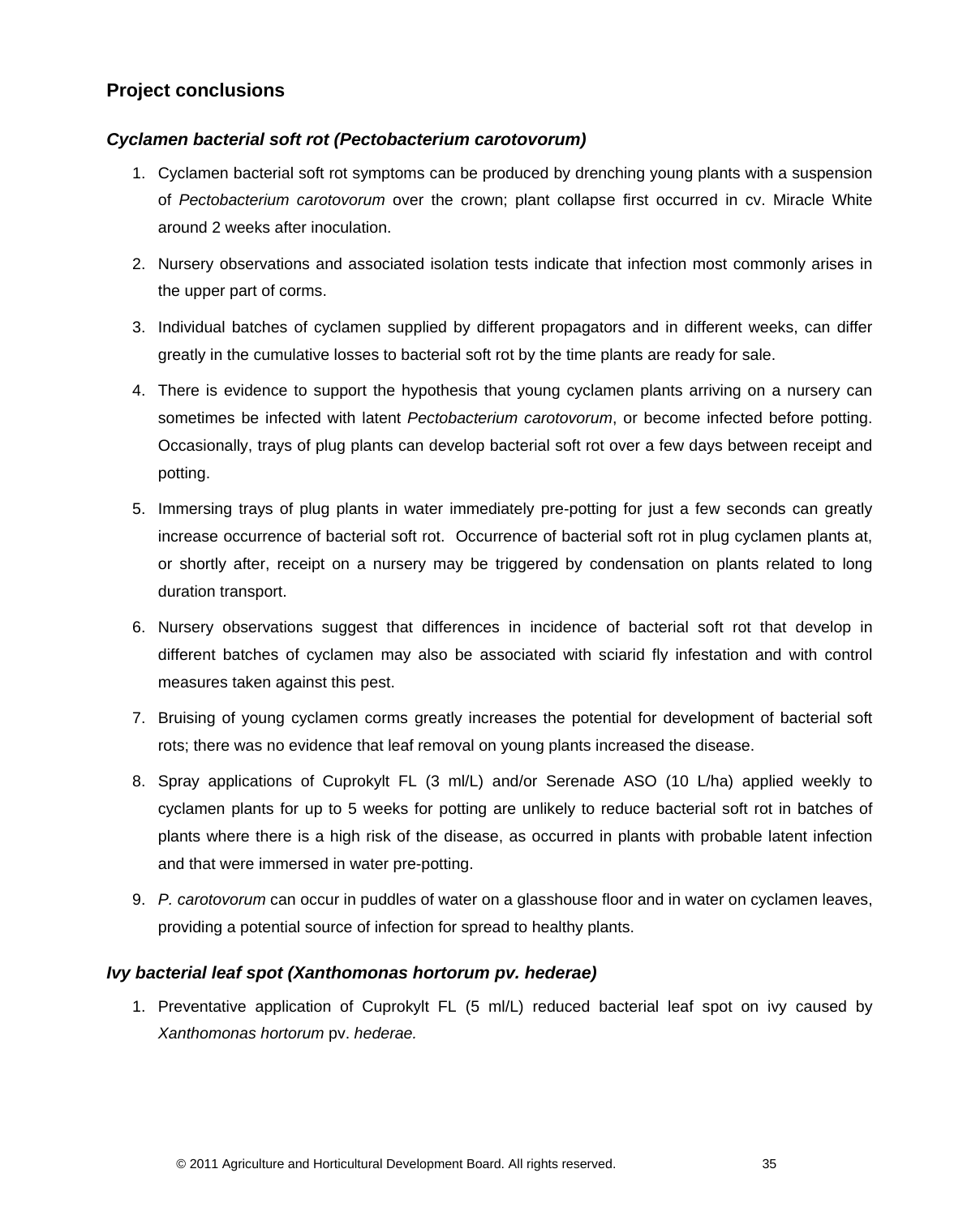## Project conclusions

### *Cyclamen bacterial soft rot (Pectobacterium carotovorum)*

1. Cyclamen bacterial soft rot symptoms can be produced by drenching young plants with a suspension of *Pectobacterium carotovorum* over the crown; plant collapse first occurred in cv. Miracle White around 2 weeks after inoculation.
2. Nursery observations and associated isolation tests indicate that infection most commonly arises in the upper part of corms.
3. Individual batches of cyclamen supplied by different propagators and in different weeks, can differ greatly in the cumulative losses to bacterial soft rot by the time plants are ready for sale.
4. There is evidence to support the hypothesis that young cyclamen plants arriving on a nursery can sometimes be infected with latent *Pectobacterium carotovorum*, or become infected before potting. Occasionally, trays of plug plants can develop bacterial soft rot over a few days between receipt and potting.
5. Immersing trays of plug plants in water immediately pre-potting for just a few seconds can greatly increase occurrence of bacterial soft rot. Occurrence of bacterial soft rot in plug cyclamen plants at, or shortly after, receipt on a nursery may be triggered by condensation on plants related to long duration transport.
6. Nursery observations suggest that differences in incidence of bacterial soft rot that develop in different batches of cyclamen may also be associated with sciarid fly infestation and with control measures taken against this pest.
7. Bruising of young cyclamen corms greatly increases the potential for development of bacterial soft rots; there was no evidence that leaf removal on young plants increased the disease.
8. Spray applications of Cuprokylt FL (3 ml/L) and/or Serenade ASO (10 L/ha) applied weekly to cyclamen plants for up to 5 weeks for potting are unlikely to reduce bacterial soft rot in batches of plants where there is a high risk of the disease, as occurred in plants with probable latent infection and that were immersed in water pre-potting.
9. *P. carotovorum* can occur in puddles of water on a glasshouse floor and in water on cyclamen leaves, providing a potential source of infection for spread to healthy plants.

### *Ivy bacterial leaf spot (Xanthomonas hortorum pv. hederae)*

1. Preventative application of Cuprokylt FL (5 ml/L) reduced bacterial leaf spot on ivy caused by *Xanthomonas hortorum* pv. *hederae.*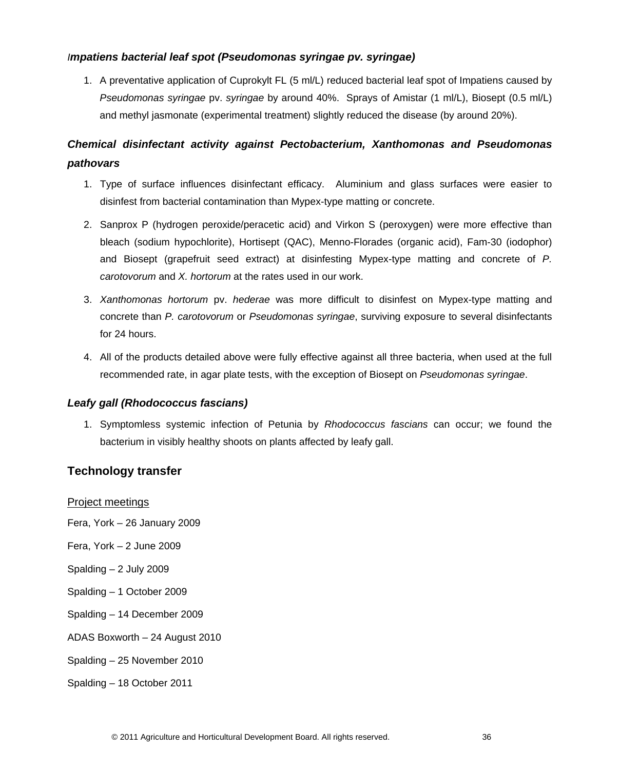### *Impatiens bacterial leaf spot (Pseudomonas syringae pv. syringae)*

1. A preventative application of Cuprokylt FL (5 ml/L) reduced bacterial leaf spot of Impatiens caused by *Pseudomonas syringae* pv. *syringae* by around 40%. Sprays of Amistar (1 ml/L), Biosept (0.5 ml/L) and methyl jasmonate (experimental treatment) slightly reduced the disease (by around 20%).

### *Chemical disinfectant activity against Pectobacterium, Xanthomonas and Pseudomonas pathovars*

1. Type of surface influences disinfectant efficacy. Aluminium and glass surfaces were easier to disinfest from bacterial contamination than Mypex-type matting or concrete.
2. Sanprox P (hydrogen peroxide/peracetic acid) and Virkon S (peroxygen) were more effective than bleach (sodium hypochlorite), Hortisept (QAC), Menno-Florades (organic acid), Fam-30 (iodophor) and Biosept (grapefruit seed extract) at disinfesting Mypex-type matting and concrete of *P. carotovorum* and *X. hortorum* at the rates used in our work.
3. *Xanthomonas hortorum* pv. *hederae* was more difficult to disinfest on Mypex-type matting and concrete than *P. carotovorum* or *Pseudomonas syringae*, surviving exposure to several disinfectants for 24 hours.
4. All of the products detailed above were fully effective against all three bacteria, when used at the full recommended rate, in agar plate tests, with the exception of Biosept on *Pseudomonas syringae*.

### *Leafy gall (Rhodococcus fascians)*

1. Symptomless systemic infection of Petunia by *Rhodococcus fascians* can occur; we found the bacterium in visibly healthy shoots on plants affected by leafy gall.

## Technology transfer

Project meetings

Fera, York – 26 January 2009

Fera, York – 2 June 2009

Spalding – 2 July 2009

Spalding – 1 October 2009

Spalding – 14 December 2009

ADAS Boxworth – 24 August 2010

Spalding – 25 November 2010

Spalding – 18 October 2011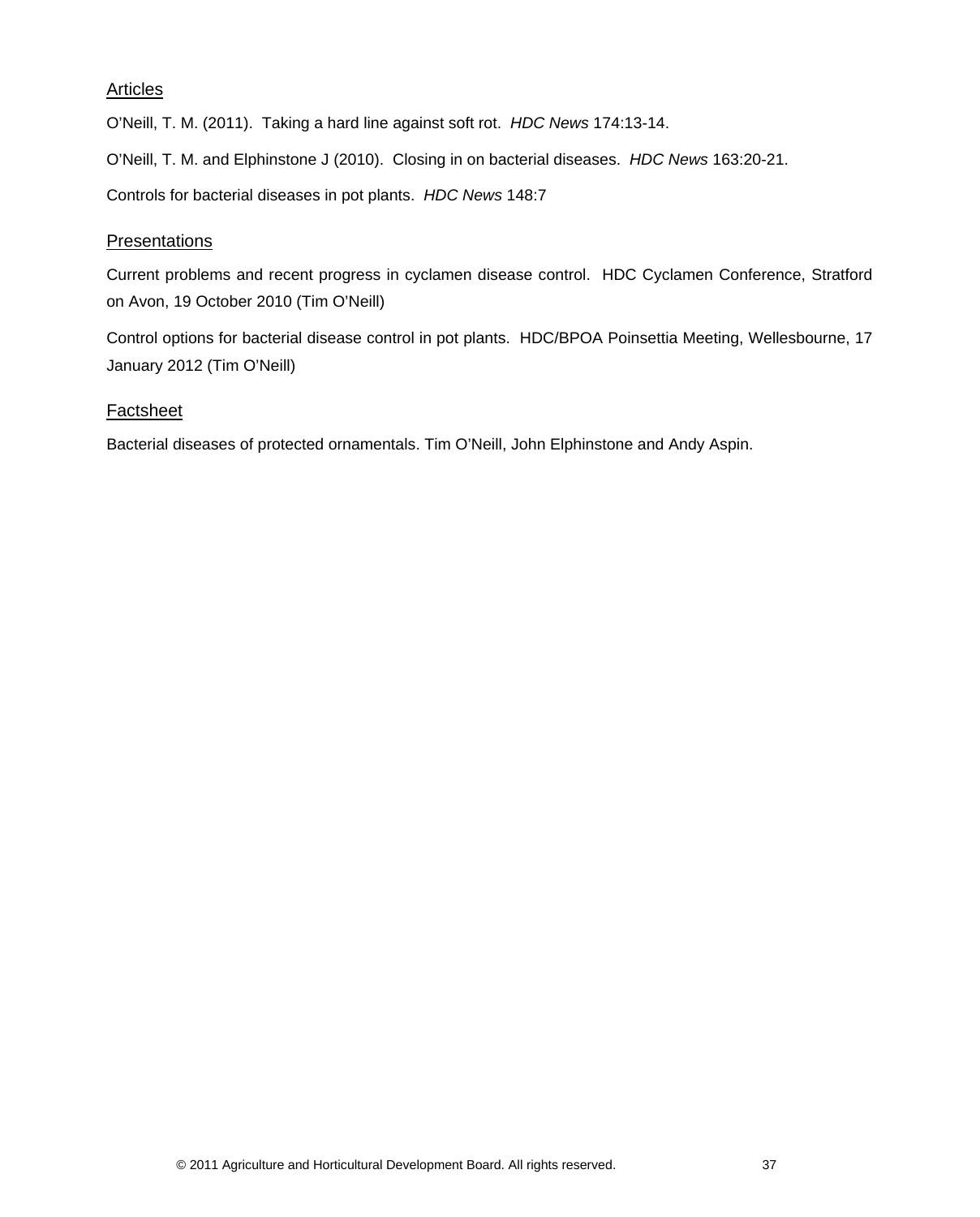### Articles

O'Neill, T. M. (2011). Taking a hard line against soft rot. *HDC News* 174:13-14.

O'Neill, T. M. and Elphinstone J (2010). Closing in on bacterial diseases. *HDC News* 163:20-21.

Controls for bacterial diseases in pot plants. *HDC News* 148:7

### Presentations

Current problems and recent progress in cyclamen disease control. HDC Cyclamen Conference, Stratford on Avon, 19 October 2010 (Tim O'Neill)

Control options for bacterial disease control in pot plants. HDC/BPOA Poinsettia Meeting, Wellesbourne, 17 January 2012 (Tim O'Neill)

### Factsheet

Bacterial diseases of protected ornamentals. Tim O'Neill, John Elphinstone and Andy Aspin.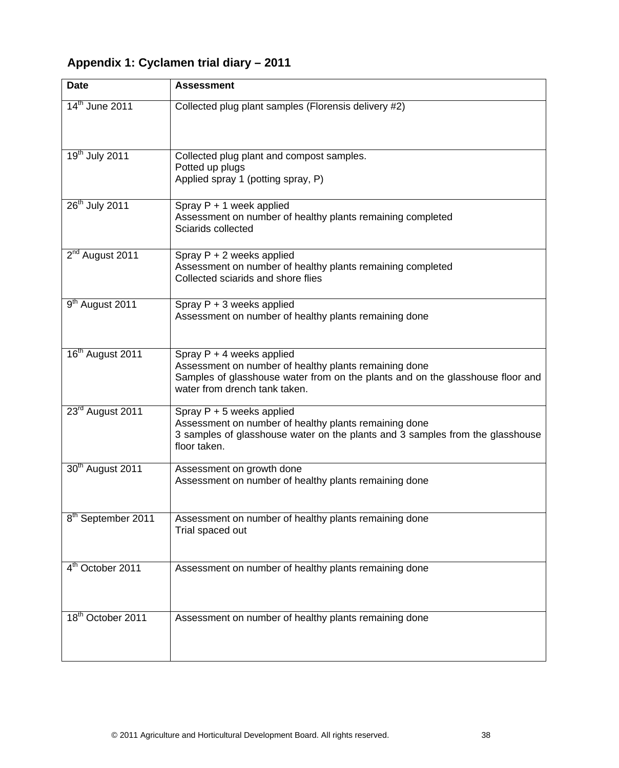## Appendix 1: Cyclamen trial diary – 2011

| Date | Assessment |
|---|---|
| 14th June 2011 | Collected plug plant samples (Florensis delivery #2) |
| 19th July 2011 | Collected plug plant and compost samples.<br>Potted up plugs<br>Applied spray 1 (potting spray, P) |
| 26th July 2011 | Spray P + 1 week applied<br>Assessment on number of healthy plants remaining completed<br>Sciarids collected |
| 2nd August 2011 | Spray P + 2 weeks applied<br>Assessment on number of healthy plants remaining completed<br>Collected sciarids and shore flies |
| 9th August 2011 | Spray P + 3 weeks applied<br>Assessment on number of healthy plants remaining done |
| 16th August 2011 | Spray P + 4 weeks applied<br>Assessment on number of healthy plants remaining done<br>Samples of glasshouse water from on the plants and on the glasshouse floor and water from drench tank taken. |
| 23rd August 2011 | Spray P + 5 weeks applied<br>Assessment on number of healthy plants remaining done<br>3 samples of glasshouse water on the plants and 3 samples from the glasshouse floor taken. |
| 30th August 2011 | Assessment on growth done<br>Assessment on number of healthy plants remaining done |
| 8th September 2011 | Assessment on number of healthy plants remaining done<br>Trial spaced out |
| 4th October 2011 | Assessment on number of healthy plants remaining done |
| 18th October 2011 | Assessment on number of healthy plants remaining done |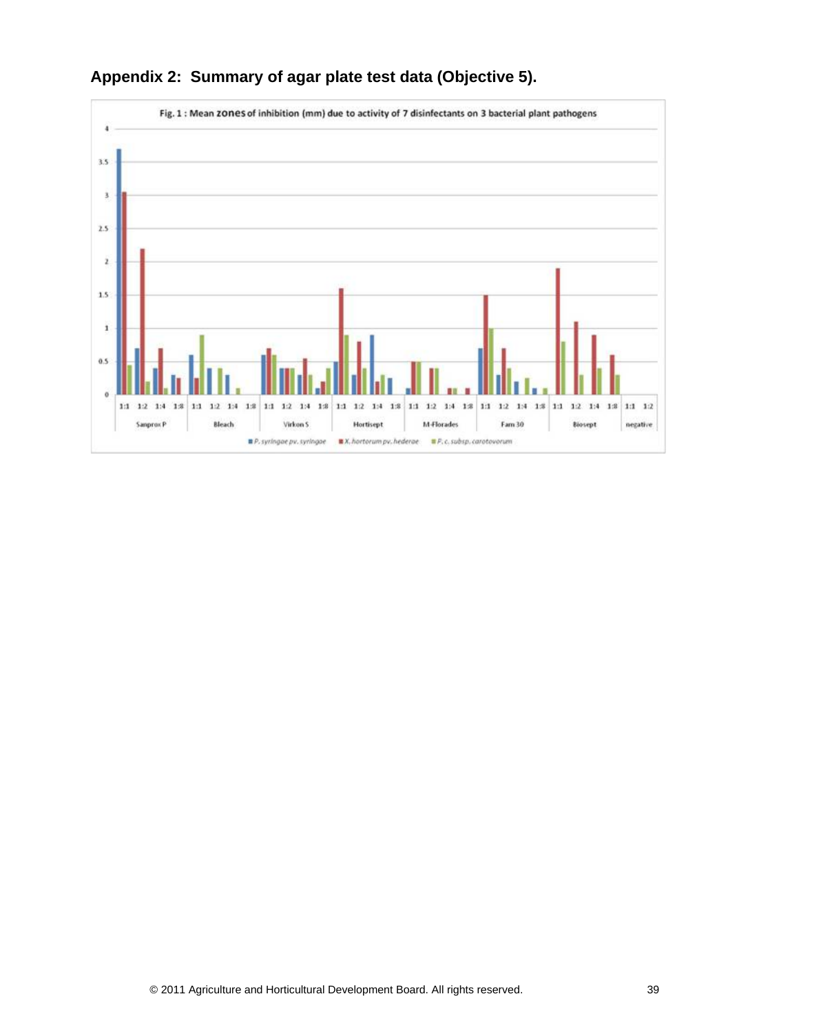## Appendix 2: Summary of agar plate test data (Objective 5).

Fig. 1 : Mean zones of inhibition (mm) due to activity of 7 disinfectants on 3 bacterial plant pathogens

4
3.5
3
2.5
2
1.5
1
0.5
0

1:1 1:2 1:4 1:8 1:1 1:2 1:4 1:8 1:1 1:2 1:4 1:8 1:1 1:2 1:4 1:8 1:1 1:2 1:4 1:8 1:1 1:2 1:4 1:8 1:1 1:2 1:4 1:8 1:1 1:2

Sanprox P | Bleach | Virkon S | Hortisept | M-Florades | Fam 30 | Biosept | negative

*P. syringae pv. syringae* | *X. hortorum pv. hederae* | *P. c. subsp. carotovorum*